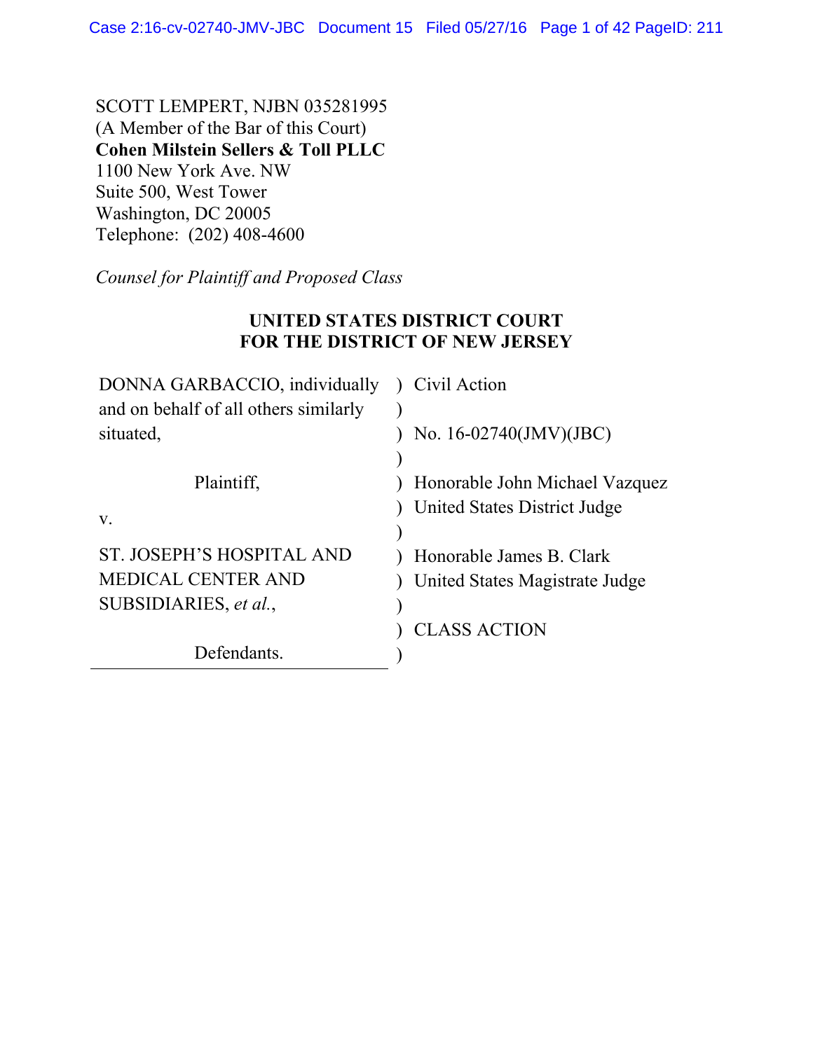SCOTT LEMPERT, NJBN 035281995
(A Member of the Bar of this Court)
**Cohen Milstein Sellers & Toll PLLC**
1100 New York Ave. NW
Suite 500, West Tower
Washington, DC 20005
Telephone: (202) 408-4600

*Counsel for Plaintiff and Proposed Class*

**UNITED STATES DISTRICT COURT**
**FOR THE DISTRICT OF NEW JERSEY**

| | | |
|---|---|---|
| DONNA GARBACCIO, individually and on behalf of all others similarly situated, | ) | Civil Action |
| | ) | No. 16-02740(JMV)(JBC) |
| Plaintiff, | ) | Honorable John Michael Vazquez United States District Judge |
| v. | ) | |
| ST. JOSEPH'S HOSPITAL AND MEDICAL CENTER AND SUBSIDIARIES, *et al.*, | ) | Honorable James B. Clark United States Magistrate Judge |
| | ) | CLASS ACTION |
| Defendants. | ) | |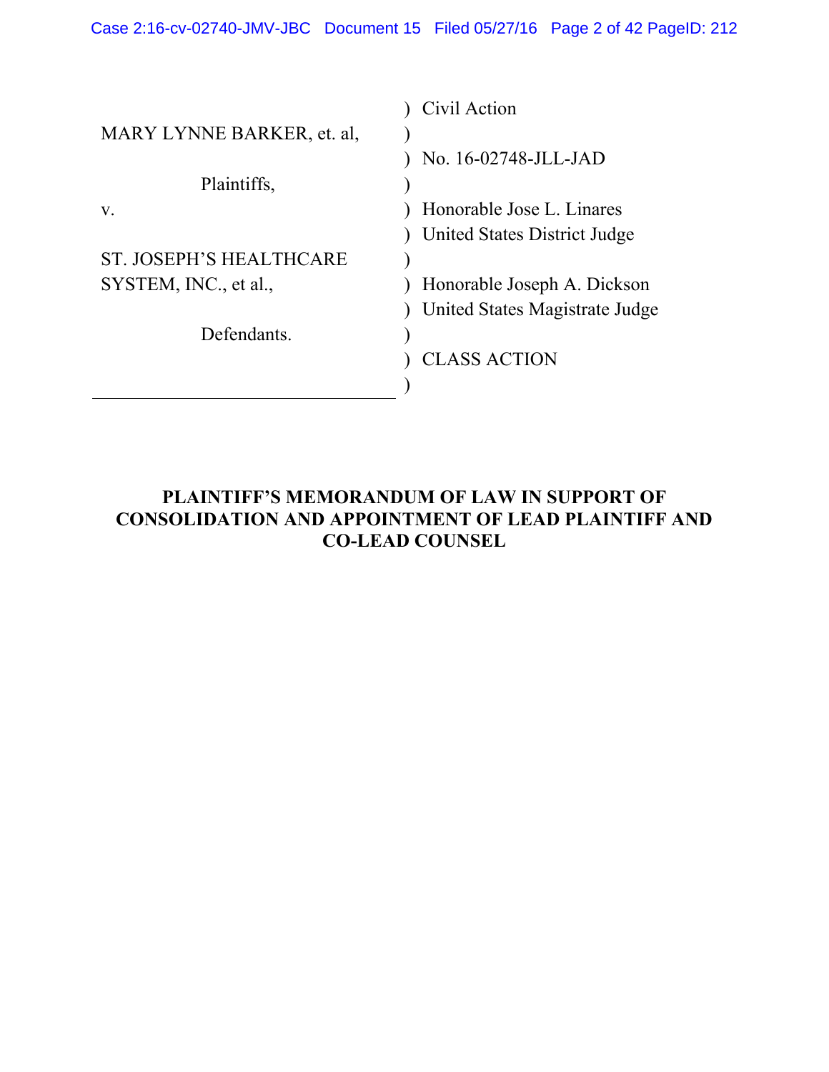| | |
|---|---|
| | ) Civil Action |
| MARY LYNNE BARKER, et. al, | ) |
| | ) No. 16-02748-JLL-JAD |
| Plaintiffs, | ) |
| v. | ) Honorable Jose L. Linares |
| | ) United States District Judge |
| ST. JOSEPH'S HEALTHCARE | ) |
| SYSTEM, INC., et al., | ) Honorable Joseph A. Dickson |
| | ) United States Magistrate Judge |
| Defendants. | ) |
| | ) CLASS ACTION |
| | ) |

**PLAINTIFF'S MEMORANDUM OF LAW IN SUPPORT OF CONSOLIDATION AND APPOINTMENT OF LEAD PLAINTIFF AND CO-LEAD COUNSEL**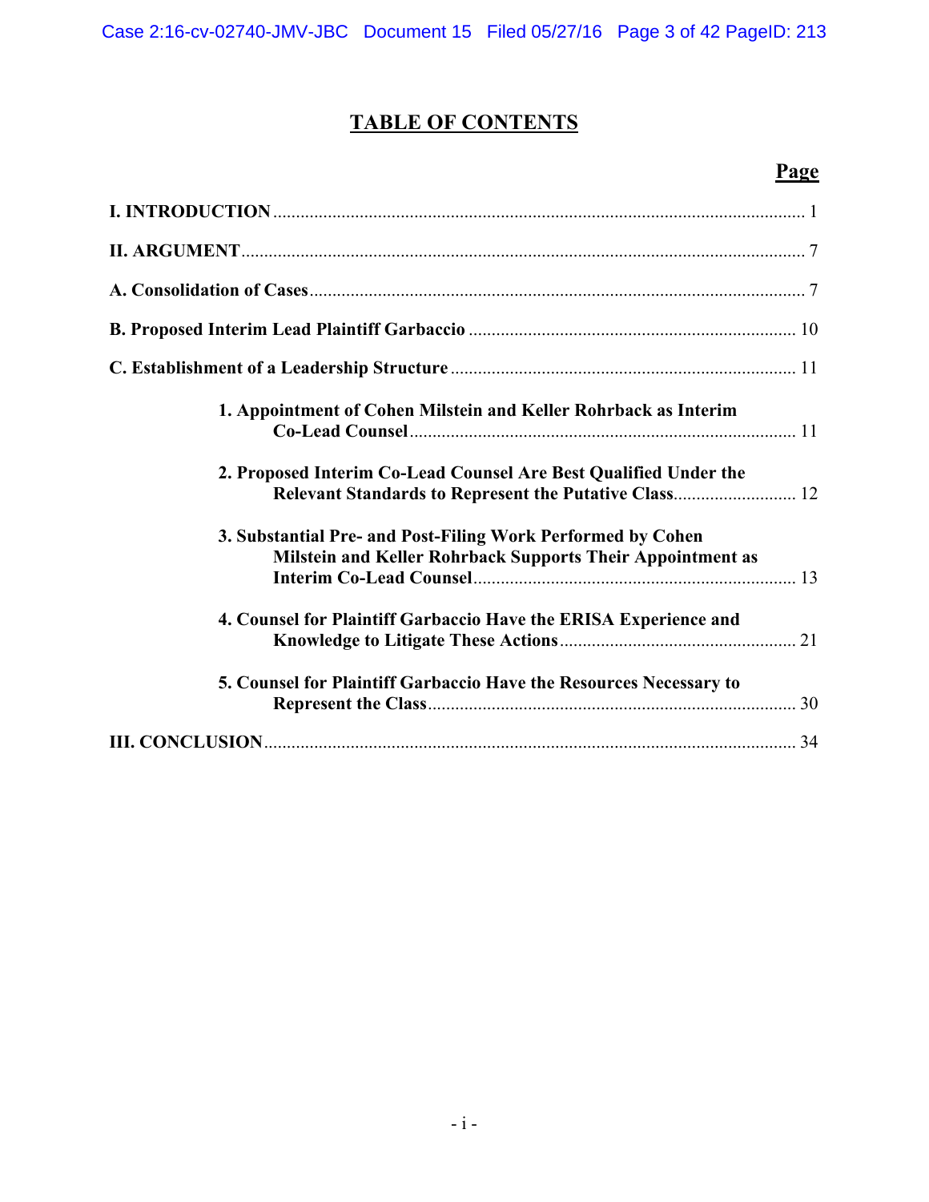# TABLE OF CONTENTS

| | Page |
|---|---|
| **I. INTRODUCTION** | 1 |
| **II. ARGUMENT** | 7 |
| **A. Consolidation of Cases** | 7 |
| **B. Proposed Interim Lead Plaintiff Garbaccio** | 10 |
| **C. Establishment of a Leadership Structure** | 11 |
| **1. Appointment of Cohen Milstein and Keller Rohrback as Interim Co-Lead Counsel** | 11 |
| **2. Proposed Interim Co-Lead Counsel Are Best Qualified Under the Relevant Standards to Represent the Putative Class** | 12 |
| **3. Substantial Pre- and Post-Filing Work Performed by Cohen Milstein and Keller Rohrback Supports Their Appointment as Interim Co-Lead Counsel** | 13 |
| **4. Counsel for Plaintiff Garbaccio Have the ERISA Experience and Knowledge to Litigate These Actions** | 21 |
| **5. Counsel for Plaintiff Garbaccio Have the Resources Necessary to Represent the Class** | 30 |
| **III. CONCLUSION** | 34 |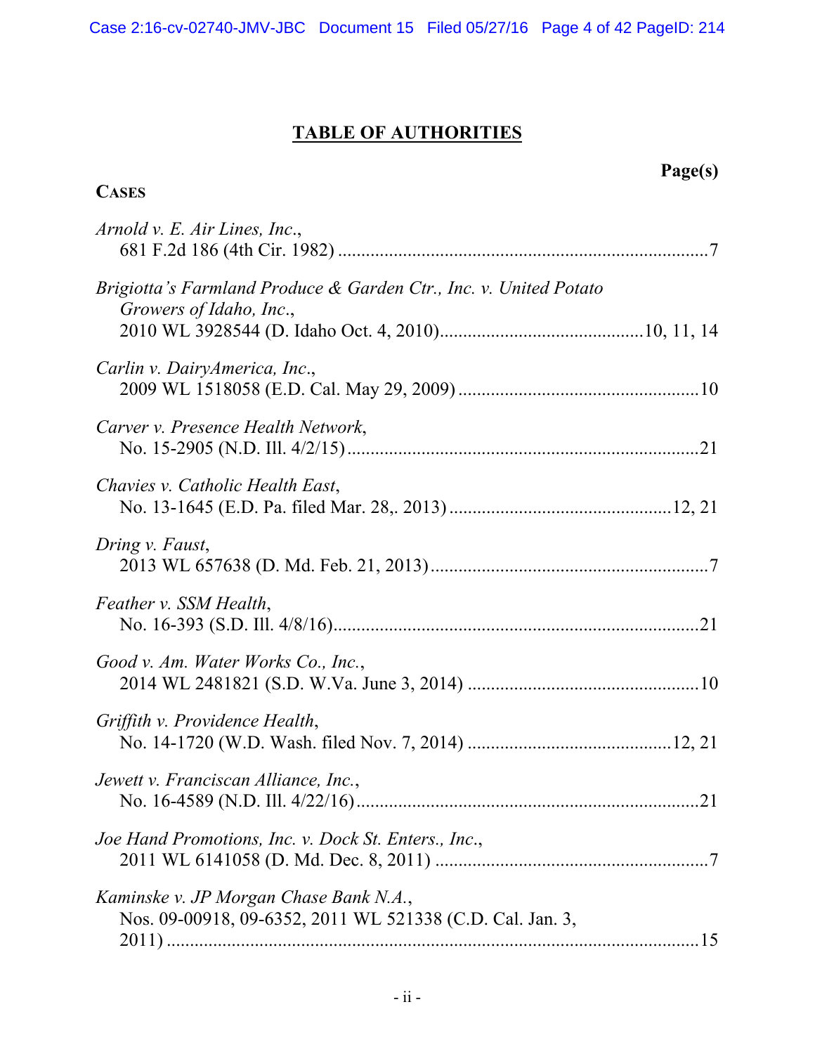# TABLE OF AUTHORITIES

**Page(s)**

**CASES**

*Arnold v. E. Air Lines, Inc.*,
681 F.2d 186 (4th Cir. 1982) ....................................................................................7

*Brigiotta's Farmland Produce & Garden Ctr., Inc. v. United Potato Growers of Idaho, Inc.*,
2010 WL 3928544 (D. Idaho Oct. 4, 2010)...........................................10, 11, 14

*Carlin v. DairyAmerica, Inc.*,
2009 WL 1518058 (E.D. Cal. May 29, 2009) ....................................................10

*Carver v. Presence Health Network*,
No. 15-2905 (N.D. Ill. 4/2/15) ............................................................................21

*Chavies v. Catholic Health East*,
No. 13-1645 (E.D. Pa. filed Mar. 28,. 2013) ................................................12, 21

*Dring v. Faust*,
2013 WL 657638 (D. Md. Feb. 21, 2013) ............................................................7

*Feather v. SSM Health*,
No. 16-393 (S.D. Ill. 4/8/16)...............................................................................21

*Good v. Am. Water Works Co., Inc.*,
2014 WL 2481821 (S.D. W.Va. June 3, 2014) ..................................................10

*Griffith v. Providence Health*,
No. 14-1720 (W.D. Wash. filed Nov. 7, 2014) ............................................12, 21

*Jewett v. Franciscan Alliance, Inc.*,
No. 16-4589 (N.D. Ill. 4/22/16).........................................................................21

*Joe Hand Promotions, Inc. v. Dock St. Enters., Inc.*,
2011 WL 6141058 (D. Md. Dec. 8, 2011) ...........................................................7

*Kaminske v. JP Morgan Chase Bank N.A.*,
Nos. 09-00918, 09-6352, 2011 WL 521338 (C.D. Cal. Jan. 3, 2011) ....................................................................................................................15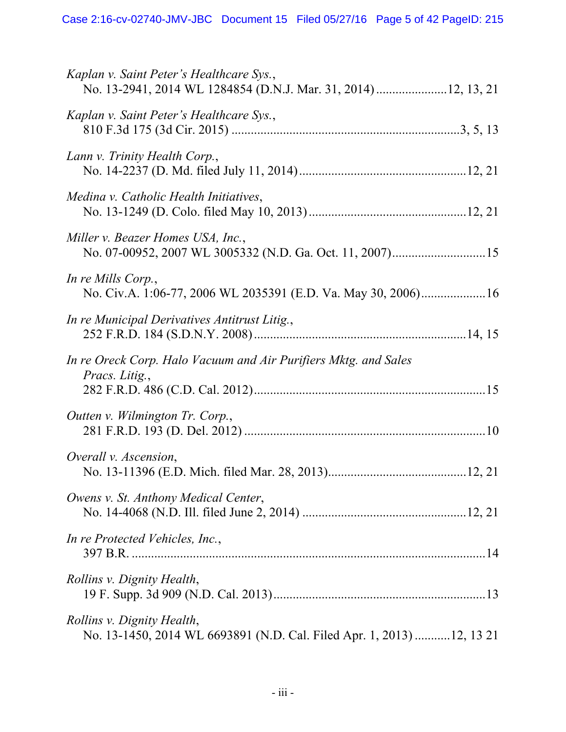*Kaplan v. Saint Peter's Healthcare Sys.*,
No. 13-2941, 2014 WL 1284854 (D.N.J. Mar. 31, 2014) ......................12, 13, 21

*Kaplan v. Saint Peter's Healthcare Sys.*,
810 F.3d 175 (3d Cir. 2015) .....................................................................3, 5, 13

*Lann v. Trinity Health Corp.*,
No. 14-2237 (D. Md. filed July 11, 2014)...................................................12, 21

*Medina v. Catholic Health Initiatives*,
No. 13-1249 (D. Colo. filed May 10, 2013)................................................12, 21

*Miller v. Beazer Homes USA, Inc.*,
No. 07-00952, 2007 WL 3005332 (N.D. Ga. Oct. 11, 2007).............................15

*In re Mills Corp.*,
No. Civ.A. 1:06-77, 2006 WL 2035391 (E.D. Va. May 30, 2006)....................16

*In re Municipal Derivatives Antitrust Litig.*,
252 F.R.D. 184 (S.D.N.Y. 2008).................................................................14, 15

*In re Oreck Corp. Halo Vacuum and Air Purifiers Mktg. and Sales Pracs. Litig.*,
282 F.R.D. 486 (C.D. Cal. 2012).......................................................................15

*Outten v. Wilmington Tr. Corp.*,
281 F.R.D. 193 (D. Del. 2012) .........................................................................10

*Overall v. Ascension*,
No. 13-11396 (E.D. Mich. filed Mar. 28, 2013)..........................................12, 21

*Owens v. St. Anthony Medical Center*,
No. 14-4068 (N.D. Ill. filed June 2, 2014) ..................................................12, 21

*In re Protected Vehicles, Inc.*,
397 B.R. ............................................................................................................14

*Rollins v. Dignity Health*,
19 F. Supp. 3d 909 (N.D. Cal. 2013).................................................................13

*Rollins v. Dignity Health*,
No. 13-1450, 2014 WL 6693891 (N.D. Cal. Filed Apr. 1, 2013) ...........12, 13 21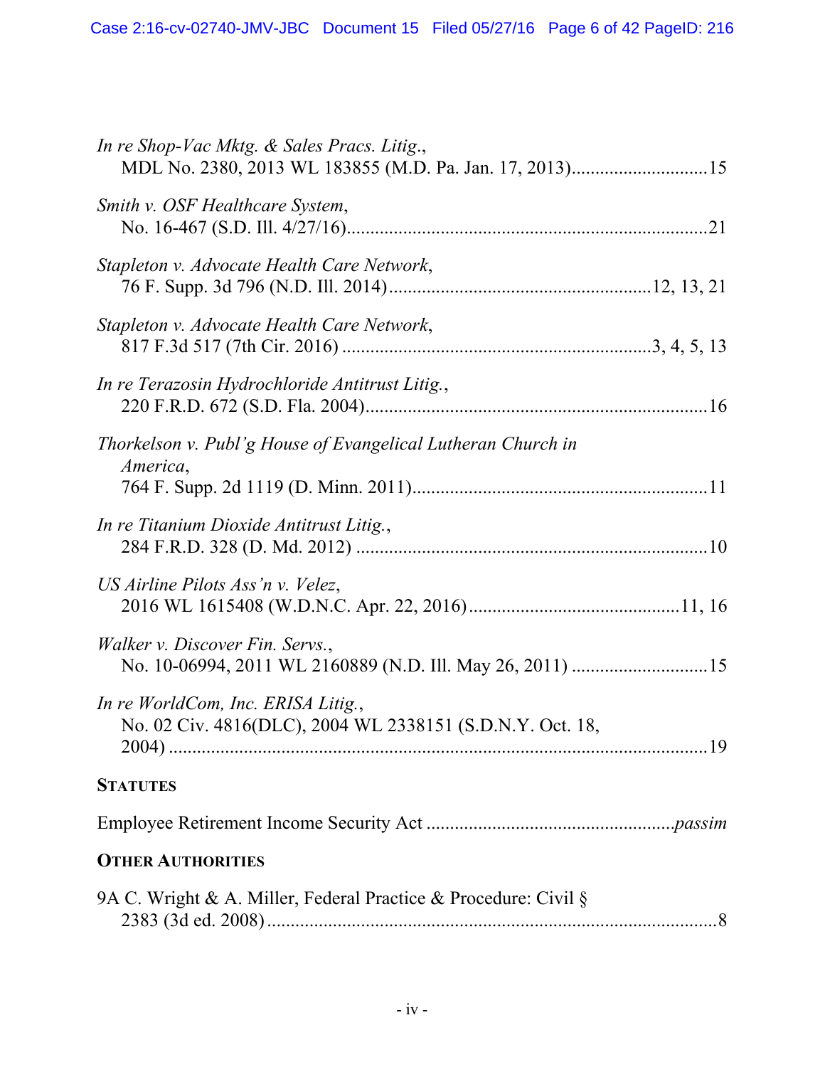*In re Shop-Vac Mktg. & Sales Pracs. Litig.*,
MDL No. 2380, 2013 WL 183855 (M.D. Pa. Jan. 17, 2013)............................15

*Smith v. OSF Healthcare System*,
No. 16-467 (S.D. Ill. 4/27/16)..........................................................................21

*Stapleton v. Advocate Health Care Network*,
76 F. Supp. 3d 796 (N.D. Ill. 2014).....................................................12, 13, 21

*Stapleton v. Advocate Health Care Network*,
817 F.3d 517 (7th Cir. 2016) ...............................................................3, 4, 5, 13

*In re Terazosin Hydrochloride Antitrust Litig.*,
220 F.R.D. 672 (S.D. Fla. 2004).......................................................................16

*Thorkelson v. Publ'g House of Evangelical Lutheran Church in America*,
764 F. Supp. 2d 1119 (D. Minn. 2011).............................................................11

*In re Titanium Dioxide Antitrust Litig.*,
284 F.R.D. 328 (D. Md. 2012) ........................................................................10

*US Airline Pilots Ass'n v. Velez*,
2016 WL 1615408 (W.D.N.C. Apr. 22, 2016)...........................................11, 16

*Walker v. Discover Fin. Servs.*,
No. 10-06994, 2011 WL 2160889 (N.D. Ill. May 26, 2011) ............................15

*In re WorldCom, Inc. ERISA Litig.*,
No. 02 Civ. 4816(DLC), 2004 WL 2338151 (S.D.N.Y. Oct. 18, 2004) ..................................................................................................19

**STATUTES**

Employee Retirement Income Security Act ..................................................*passim*

**OTHER AUTHORITIES**

9A C. Wright & A. Miller, Federal Practice & Procedure: Civil § 2383 (3d ed. 2008)...............................................................................................8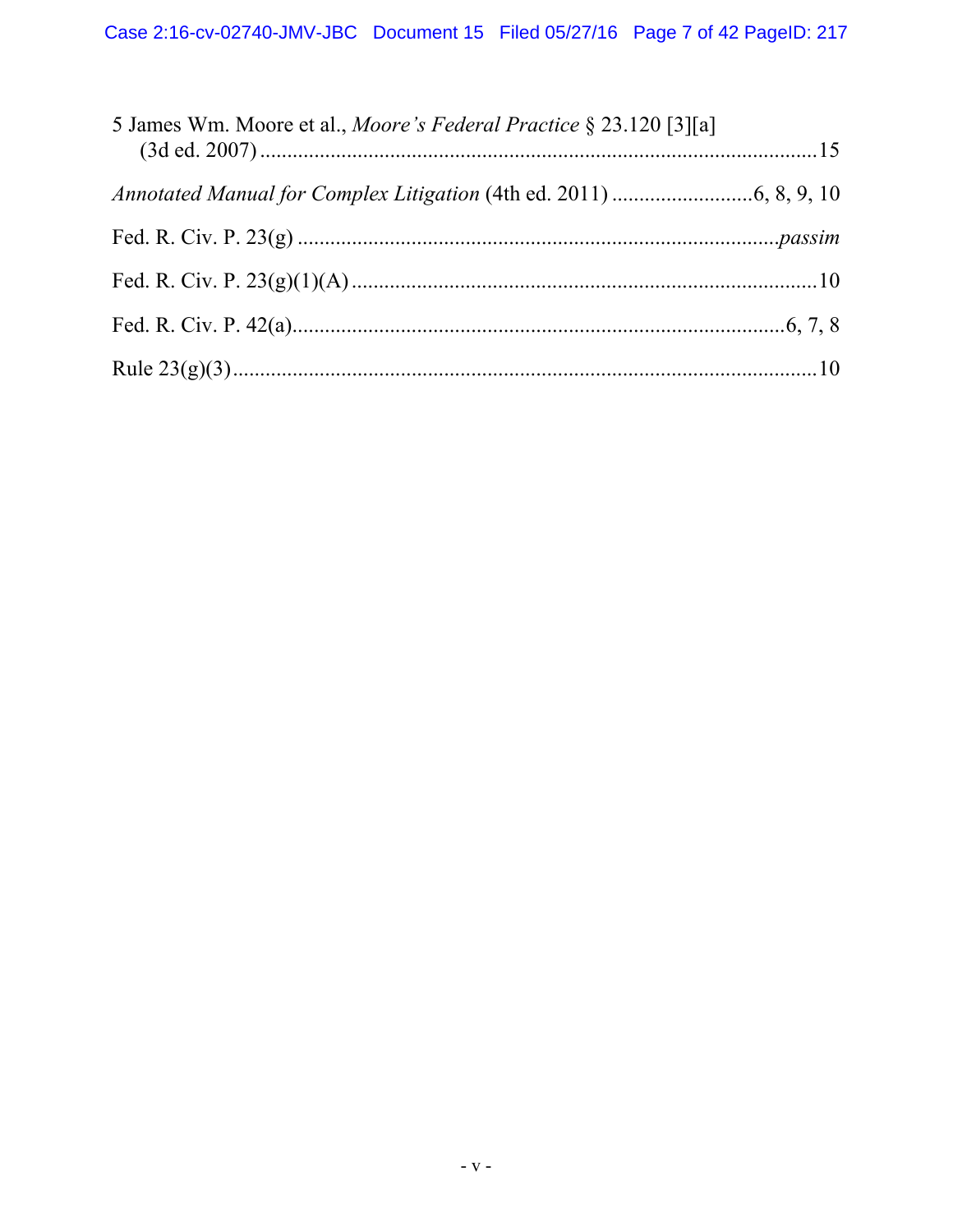5 James Wm. Moore et al., *Moore's Federal Practice* § 23.120 [3][a] (3d ed. 2007) ....................................................................................................15

*Annotated Manual for Complex Litigation* (4th ed. 2011) ..........................6, 8, 9, 10

Fed. R. Civ. P. 23(g) .......................................................................................*passim*

Fed. R. Civ. P. 23(g)(1)(A) .....................................................................................10

Fed. R. Civ. P. 42(a)...........................................................................................6, 7, 8

Rule 23(g)(3)..........................................................................................................10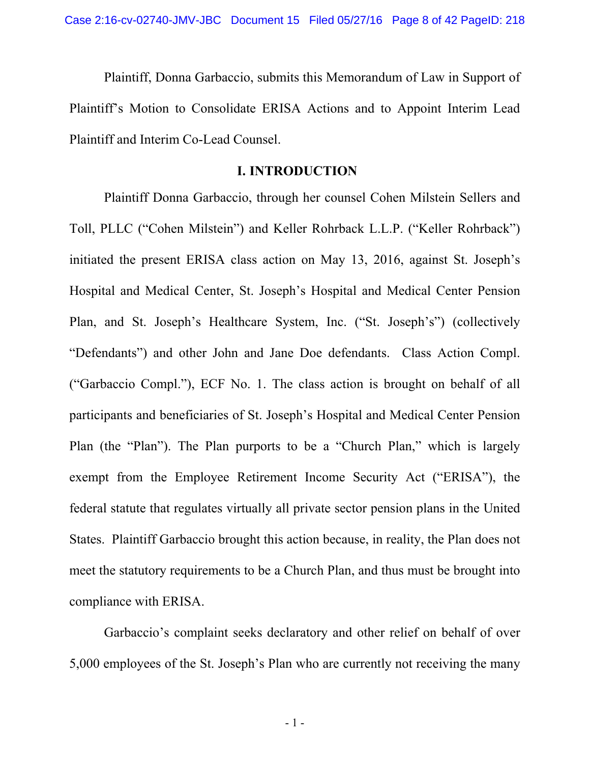Plaintiff, Donna Garbaccio, submits this Memorandum of Law in Support of Plaintiff's Motion to Consolidate ERISA Actions and to Appoint Interim Lead Plaintiff and Interim Co-Lead Counsel.

## I. INTRODUCTION

Plaintiff Donna Garbaccio, through her counsel Cohen Milstein Sellers and Toll, PLLC ("Cohen Milstein") and Keller Rohrback L.L.P. ("Keller Rohrback") initiated the present ERISA class action on May 13, 2016, against St. Joseph's Hospital and Medical Center, St. Joseph's Hospital and Medical Center Pension Plan, and St. Joseph's Healthcare System, Inc. ("St. Joseph's") (collectively "Defendants") and other John and Jane Doe defendants. Class Action Compl. ("Garbaccio Compl."), ECF No. 1. The class action is brought on behalf of all participants and beneficiaries of St. Joseph's Hospital and Medical Center Pension Plan (the "Plan"). The Plan purports to be a "Church Plan," which is largely exempt from the Employee Retirement Income Security Act ("ERISA"), the federal statute that regulates virtually all private sector pension plans in the United States. Plaintiff Garbaccio brought this action because, in reality, the Plan does not meet the statutory requirements to be a Church Plan, and thus must be brought into compliance with ERISA.

Garbaccio's complaint seeks declaratory and other relief on behalf of over 5,000 employees of the St. Joseph's Plan who are currently not receiving the many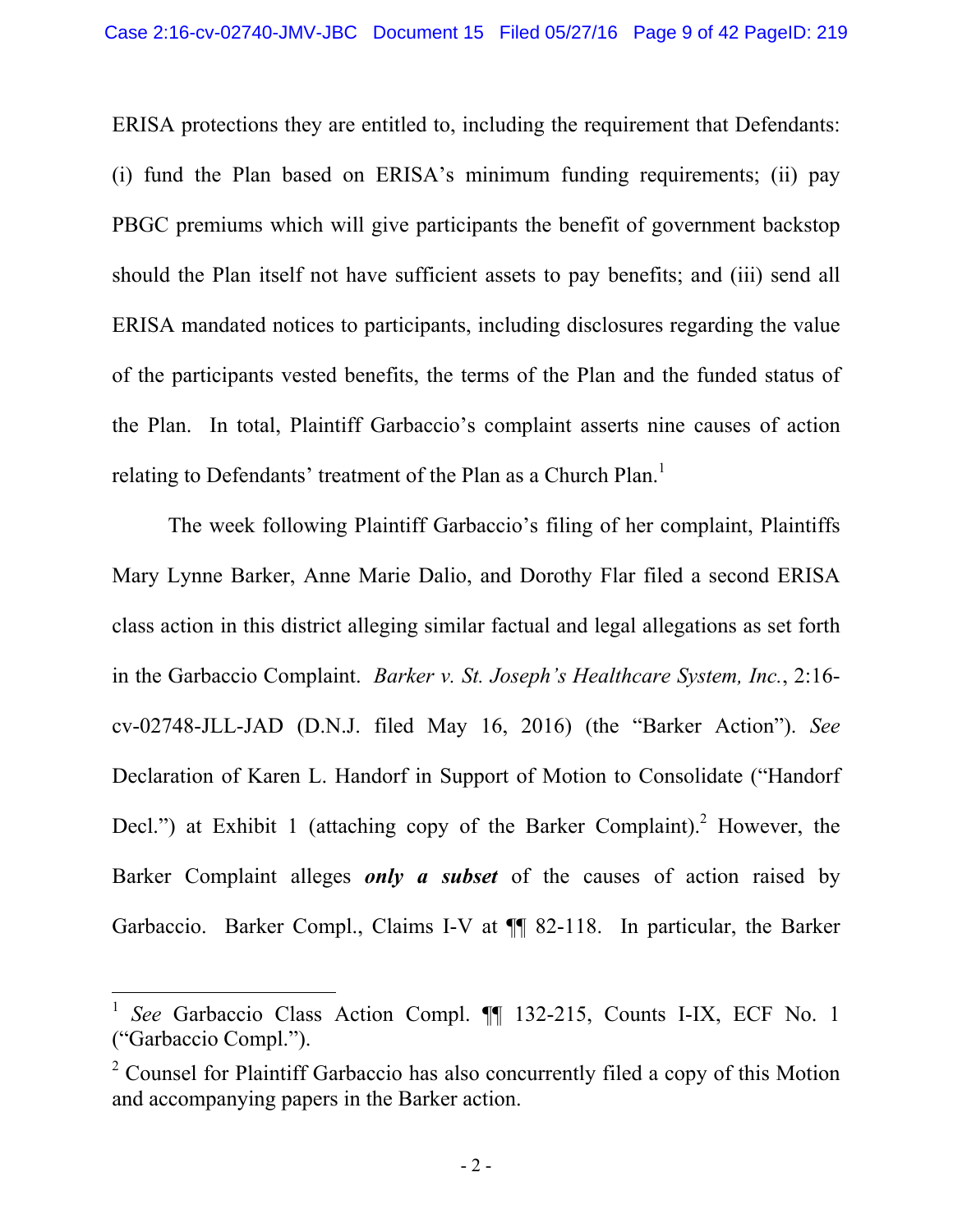ERISA protections they are entitled to, including the requirement that Defendants: (i) fund the Plan based on ERISA's minimum funding requirements; (ii) pay PBGC premiums which will give participants the benefit of government backstop should the Plan itself not have sufficient assets to pay benefits; and (iii) send all ERISA mandated notices to participants, including disclosures regarding the value of the participants vested benefits, the terms of the Plan and the funded status of the Plan. In total, Plaintiff Garbaccio's complaint asserts nine causes of action relating to Defendants' treatment of the Plan as a Church Plan.[1]

The week following Plaintiff Garbaccio's filing of her complaint, Plaintiffs Mary Lynne Barker, Anne Marie Dalio, and Dorothy Flar filed a second ERISA class action in this district alleging similar factual and legal allegations as set forth in the Garbaccio Complaint. *Barker v. St. Joseph's Healthcare System, Inc.*, 2:16-cv-02748-JLL-JAD (D.N.J. filed May 16, 2016) (the "Barker Action"). *See* Declaration of Karen L. Handorf in Support of Motion to Consolidate ("Handorf Decl.") at Exhibit 1 (attaching copy of the Barker Complaint).[2] However, the Barker Complaint alleges ***only a subset*** of the causes of action raised by Garbaccio. Barker Compl., Claims I-V at ¶¶ 82-118. In particular, the Barker

---

[1] *See* Garbaccio Class Action Compl. ¶¶ 132-215, Counts I-IX, ECF No. 1 ("Garbaccio Compl.").

[2] Counsel for Plaintiff Garbaccio has also concurrently filed a copy of this Motion and accompanying papers in the Barker action.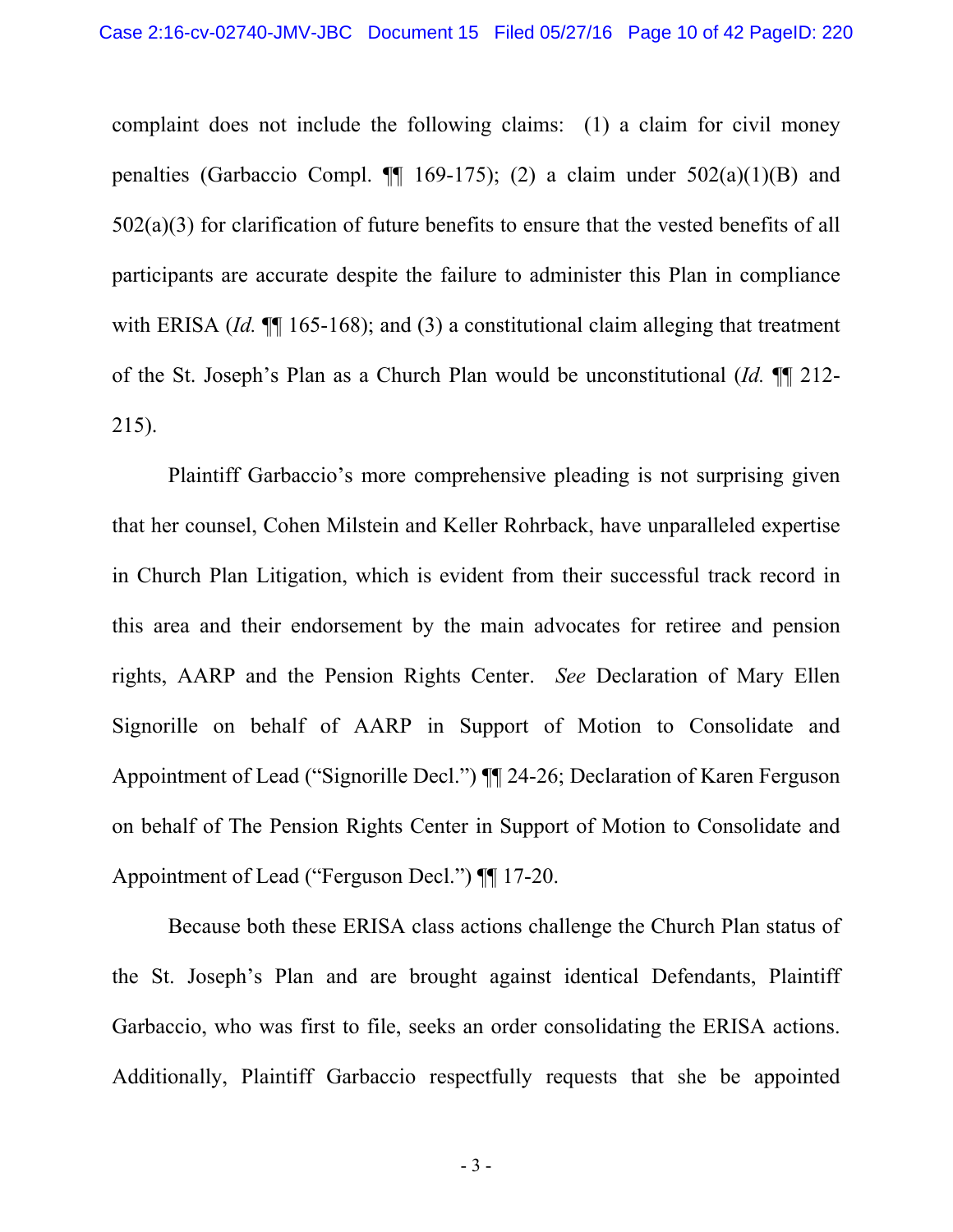complaint does not include the following claims: (1) a claim for civil money penalties (Garbaccio Compl. ¶¶ 169-175); (2) a claim under 502(a)(1)(B) and 502(a)(3) for clarification of future benefits to ensure that the vested benefits of all participants are accurate despite the failure to administer this Plan in compliance with ERISA (*Id.* ¶¶ 165-168); and (3) a constitutional claim alleging that treatment of the St. Joseph's Plan as a Church Plan would be unconstitutional (*Id.* ¶¶ 212-215).

Plaintiff Garbaccio's more comprehensive pleading is not surprising given that her counsel, Cohen Milstein and Keller Rohrback, have unparalleled expertise in Church Plan Litigation, which is evident from their successful track record in this area and their endorsement by the main advocates for retiree and pension rights, AARP and the Pension Rights Center. *See* Declaration of Mary Ellen Signorille on behalf of AARP in Support of Motion to Consolidate and Appointment of Lead ("Signorille Decl.") ¶¶ 24-26; Declaration of Karen Ferguson on behalf of The Pension Rights Center in Support of Motion to Consolidate and Appointment of Lead ("Ferguson Decl.") ¶¶ 17-20.

Because both these ERISA class actions challenge the Church Plan status of the St. Joseph's Plan and are brought against identical Defendants, Plaintiff Garbaccio, who was first to file, seeks an order consolidating the ERISA actions. Additionally, Plaintiff Garbaccio respectfully requests that she be appointed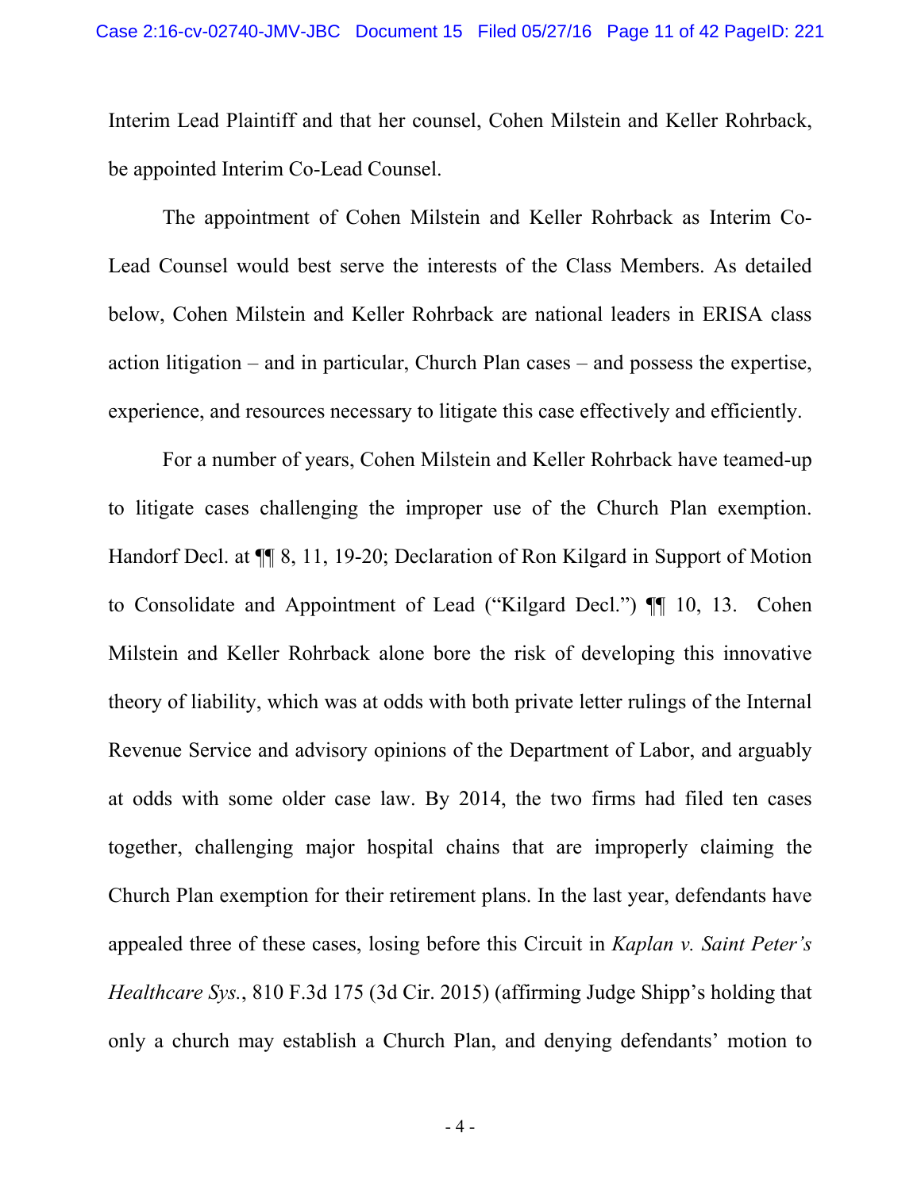Interim Lead Plaintiff and that her counsel, Cohen Milstein and Keller Rohrback, be appointed Interim Co-Lead Counsel.

The appointment of Cohen Milstein and Keller Rohrback as Interim Co-Lead Counsel would best serve the interests of the Class Members. As detailed below, Cohen Milstein and Keller Rohrback are national leaders in ERISA class action litigation – and in particular, Church Plan cases – and possess the expertise, experience, and resources necessary to litigate this case effectively and efficiently.

For a number of years, Cohen Milstein and Keller Rohrback have teamed-up to litigate cases challenging the improper use of the Church Plan exemption. Handorf Decl. at ¶¶ 8, 11, 19-20; Declaration of Ron Kilgard in Support of Motion to Consolidate and Appointment of Lead ("Kilgard Decl.") ¶¶ 10, 13. Cohen Milstein and Keller Rohrback alone bore the risk of developing this innovative theory of liability, which was at odds with both private letter rulings of the Internal Revenue Service and advisory opinions of the Department of Labor, and arguably at odds with some older case law. By 2014, the two firms had filed ten cases together, challenging major hospital chains that are improperly claiming the Church Plan exemption for their retirement plans. In the last year, defendants have appealed three of these cases, losing before this Circuit in *Kaplan v. Saint Peter's Healthcare Sys.*, 810 F.3d 175 (3d Cir. 2015) (affirming Judge Shipp's holding that only a church may establish a Church Plan, and denying defendants' motion to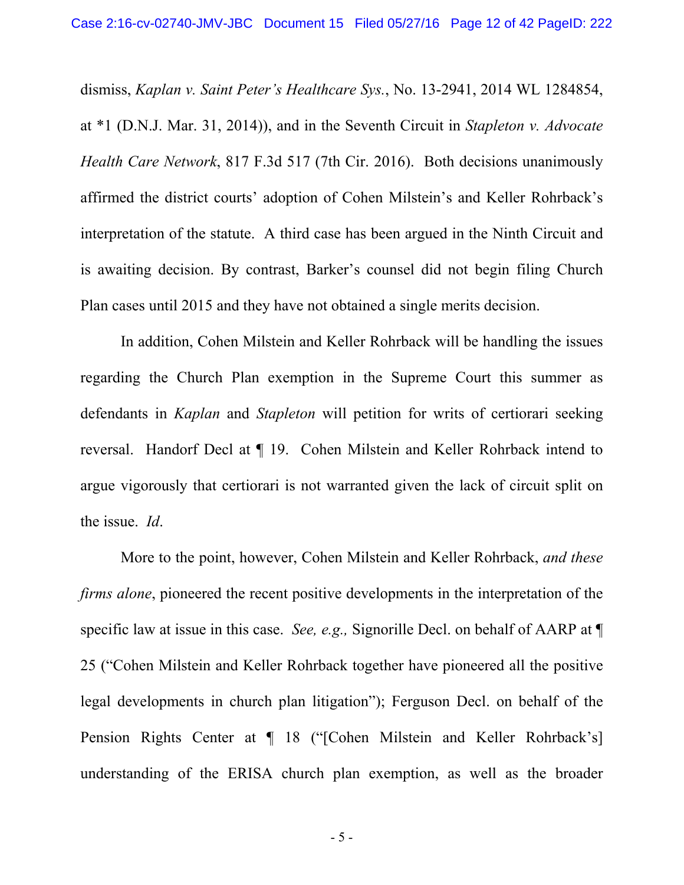dismiss, *Kaplan v. Saint Peter's Healthcare Sys.*, No. 13-2941, 2014 WL 1284854, at *1 (D.N.J. Mar. 31, 2014)), and in the Seventh Circuit in *Stapleton v. Advocate Health Care Network*, 817 F.3d 517 (7th Cir. 2016). Both decisions unanimously affirmed the district courts' adoption of Cohen Milstein's and Keller Rohrback's interpretation of the statute. A third case has been argued in the Ninth Circuit and is awaiting decision. By contrast, Barker's counsel did not begin filing Church Plan cases until 2015 and they have not obtained a single merits decision.

In addition, Cohen Milstein and Keller Rohrback will be handling the issues regarding the Church Plan exemption in the Supreme Court this summer as defendants in *Kaplan* and *Stapleton* will petition for writs of certiorari seeking reversal. Handorf Decl at ¶ 19. Cohen Milstein and Keller Rohrback intend to argue vigorously that certiorari is not warranted given the lack of circuit split on the issue. *Id*.

More to the point, however, Cohen Milstein and Keller Rohrback, *and these firms alone*, pioneered the recent positive developments in the interpretation of the specific law at issue in this case. *See, e.g.,* Signorille Decl. on behalf of AARP at ¶ 25 ("Cohen Milstein and Keller Rohrback together have pioneered all the positive legal developments in church plan litigation"); Ferguson Decl. on behalf of the Pension Rights Center at ¶ 18 ("[Cohen Milstein and Keller Rohrback's] understanding of the ERISA church plan exemption, as well as the broader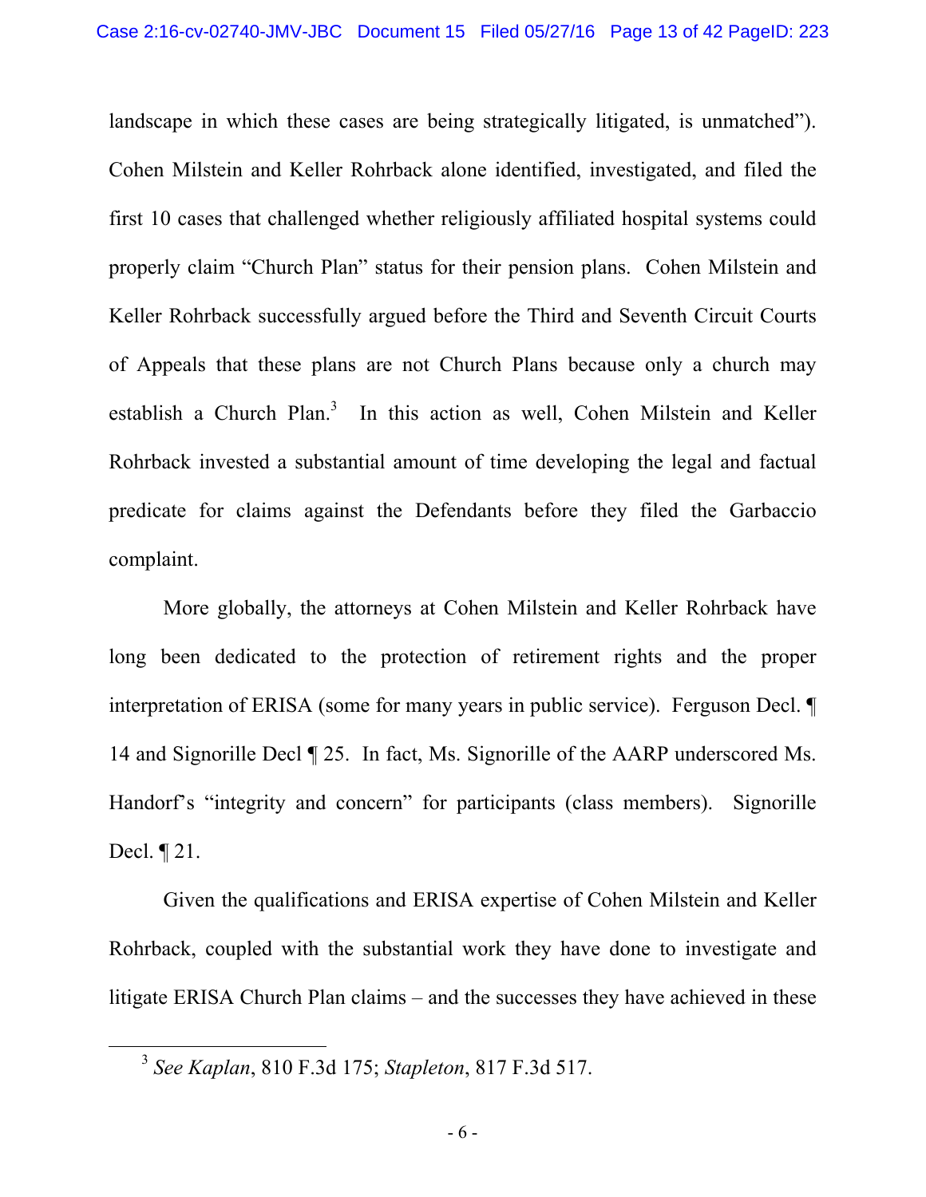landscape in which these cases are being strategically litigated, is unmatched"). Cohen Milstein and Keller Rohrback alone identified, investigated, and filed the first 10 cases that challenged whether religiously affiliated hospital systems could properly claim "Church Plan" status for their pension plans. Cohen Milstein and Keller Rohrback successfully argued before the Third and Seventh Circuit Courts of Appeals that these plans are not Church Plans because only a church may establish a Church Plan.[3] In this action as well, Cohen Milstein and Keller Rohrback invested a substantial amount of time developing the legal and factual predicate for claims against the Defendants before they filed the Garbaccio complaint.

More globally, the attorneys at Cohen Milstein and Keller Rohrback have long been dedicated to the protection of retirement rights and the proper interpretation of ERISA (some for many years in public service). Ferguson Decl. ¶ 14 and Signorille Decl ¶ 25. In fact, Ms. Signorille of the AARP underscored Ms. Handorf's "integrity and concern" for participants (class members). Signorille Decl. ¶ 21.

Given the qualifications and ERISA expertise of Cohen Milstein and Keller Rohrback, coupled with the substantial work they have done to investigate and litigate ERISA Church Plan claims – and the successes they have achieved in these

---

[3] *See Kaplan*, 810 F.3d 175; *Stapleton*, 817 F.3d 517.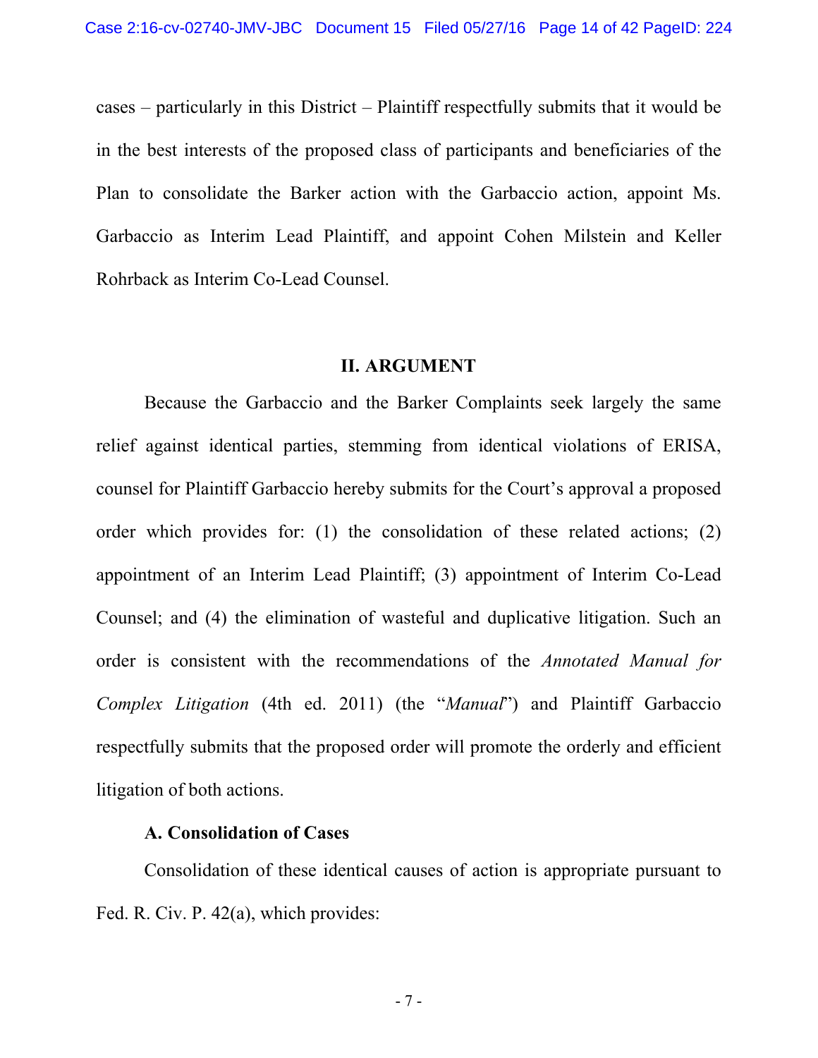cases – particularly in this District – Plaintiff respectfully submits that it would be in the best interests of the proposed class of participants and beneficiaries of the Plan to consolidate the Barker action with the Garbaccio action, appoint Ms. Garbaccio as Interim Lead Plaintiff, and appoint Cohen Milstein and Keller Rohrback as Interim Co-Lead Counsel.

## II. ARGUMENT

Because the Garbaccio and the Barker Complaints seek largely the same relief against identical parties, stemming from identical violations of ERISA, counsel for Plaintiff Garbaccio hereby submits for the Court's approval a proposed order which provides for: (1) the consolidation of these related actions; (2) appointment of an Interim Lead Plaintiff; (3) appointment of Interim Co-Lead Counsel; and (4) the elimination of wasteful and duplicative litigation. Such an order is consistent with the recommendations of the *Annotated Manual for Complex Litigation* (4th ed. 2011) (the "*Manual*") and Plaintiff Garbaccio respectfully submits that the proposed order will promote the orderly and efficient litigation of both actions.

### A. Consolidation of Cases

Consolidation of these identical causes of action is appropriate pursuant to Fed. R. Civ. P. 42(a), which provides: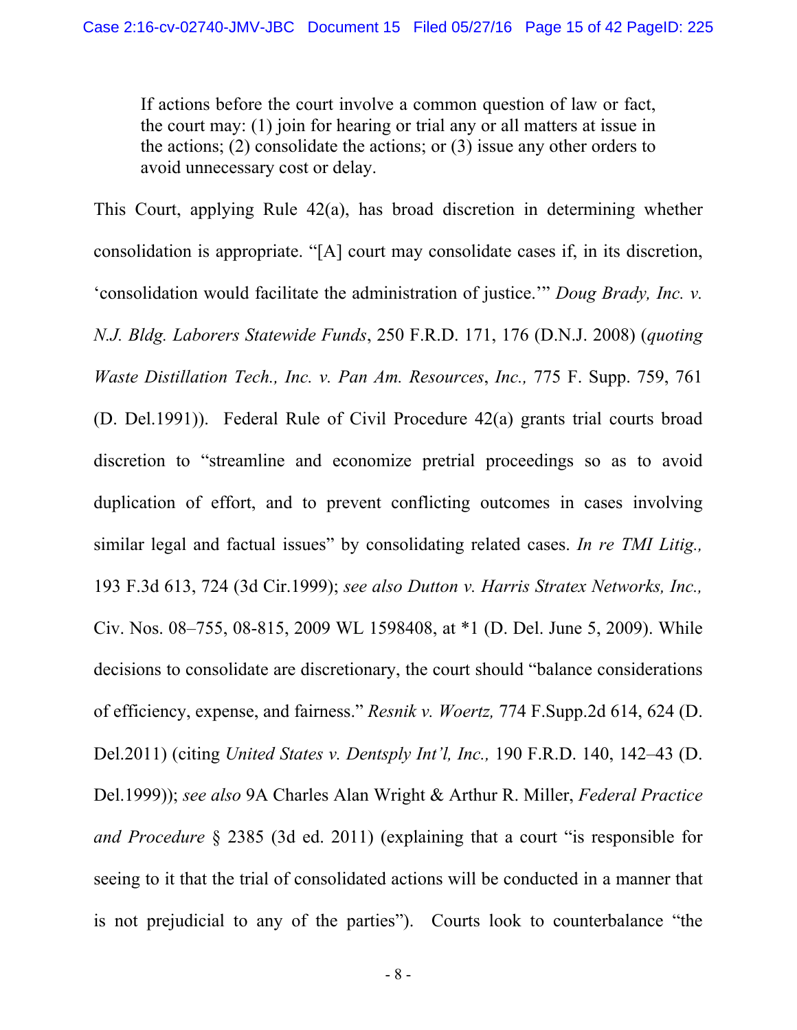> If actions before the court involve a common question of law or fact, the court may: (1) join for hearing or trial any or all matters at issue in the actions; (2) consolidate the actions; or (3) issue any other orders to avoid unnecessary cost or delay.

This Court, applying Rule 42(a), has broad discretion in determining whether consolidation is appropriate. "[A] court may consolidate cases if, in its discretion, 'consolidation would facilitate the administration of justice.'" *Doug Brady, Inc. v. N.J. Bldg. Laborers Statewide Funds*, 250 F.R.D. 171, 176 (D.N.J. 2008) (*quoting Waste Distillation Tech., Inc. v. Pan Am. Resources*, *Inc.,* 775 F. Supp. 759, 761 (D. Del.1991)). Federal Rule of Civil Procedure 42(a) grants trial courts broad discretion to "streamline and economize pretrial proceedings so as to avoid duplication of effort, and to prevent conflicting outcomes in cases involving similar legal and factual issues" by consolidating related cases. *In re TMI Litig.,* 193 F.3d 613, 724 (3d Cir.1999); *see also Dutton v. Harris Stratex Networks, Inc.,* Civ. Nos. 08–755, 08-815, 2009 WL 1598408, at *1 (D. Del. June 5, 2009). While decisions to consolidate are discretionary, the court should "balance considerations of efficiency, expense, and fairness." *Resnik v. Woertz,* 774 F.Supp.2d 614, 624 (D. Del.2011) (citing *United States v. Dentsply Int'l, Inc.,* 190 F.R.D. 140, 142–43 (D. Del.1999)); *see also* 9A Charles Alan Wright & Arthur R. Miller, *Federal Practice and Procedure* § 2385 (3d ed. 2011) (explaining that a court "is responsible for seeing to it that the trial of consolidated actions will be conducted in a manner that is not prejudicial to any of the parties"). Courts look to counterbalance "the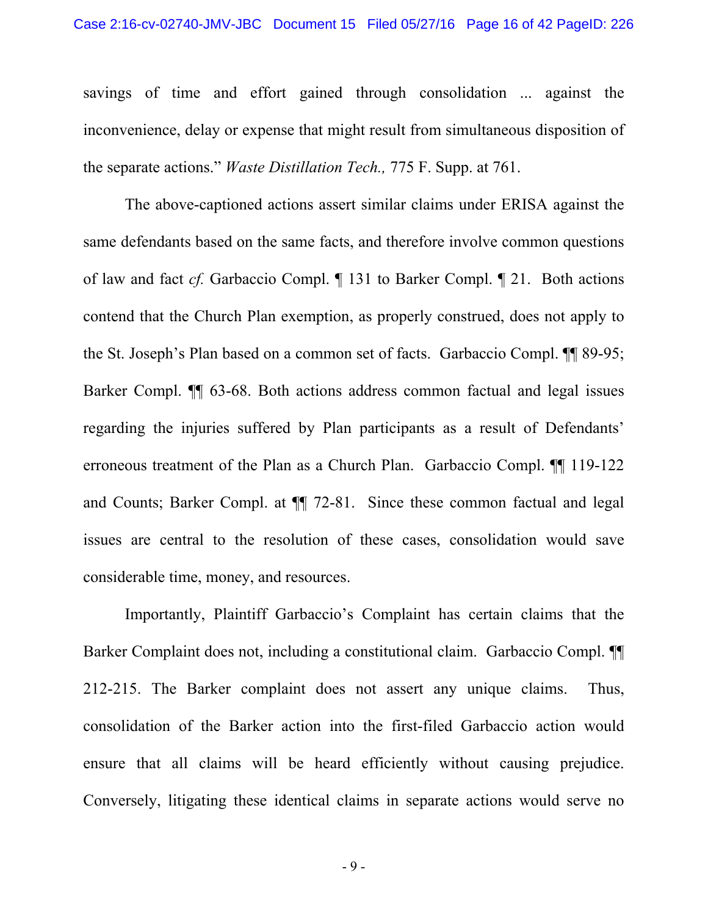savings of time and effort gained through consolidation ... against the inconvenience, delay or expense that might result from simultaneous disposition of the separate actions." *Waste Distillation Tech.,* 775 F. Supp. at 761.

The above-captioned actions assert similar claims under ERISA against the same defendants based on the same facts, and therefore involve common questions of law and fact *cf.* Garbaccio Compl. ¶ 131 to Barker Compl. ¶ 21. Both actions contend that the Church Plan exemption, as properly construed, does not apply to the St. Joseph's Plan based on a common set of facts. Garbaccio Compl. ¶¶ 89-95; Barker Compl. ¶¶ 63-68. Both actions address common factual and legal issues regarding the injuries suffered by Plan participants as a result of Defendants' erroneous treatment of the Plan as a Church Plan. Garbaccio Compl. ¶¶ 119-122 and Counts; Barker Compl. at ¶¶ 72-81. Since these common factual and legal issues are central to the resolution of these cases, consolidation would save considerable time, money, and resources.

Importantly, Plaintiff Garbaccio's Complaint has certain claims that the Barker Complaint does not, including a constitutional claim. Garbaccio Compl. ¶¶ 212-215. The Barker complaint does not assert any unique claims. Thus, consolidation of the Barker action into the first-filed Garbaccio action would ensure that all claims will be heard efficiently without causing prejudice. Conversely, litigating these identical claims in separate actions would serve no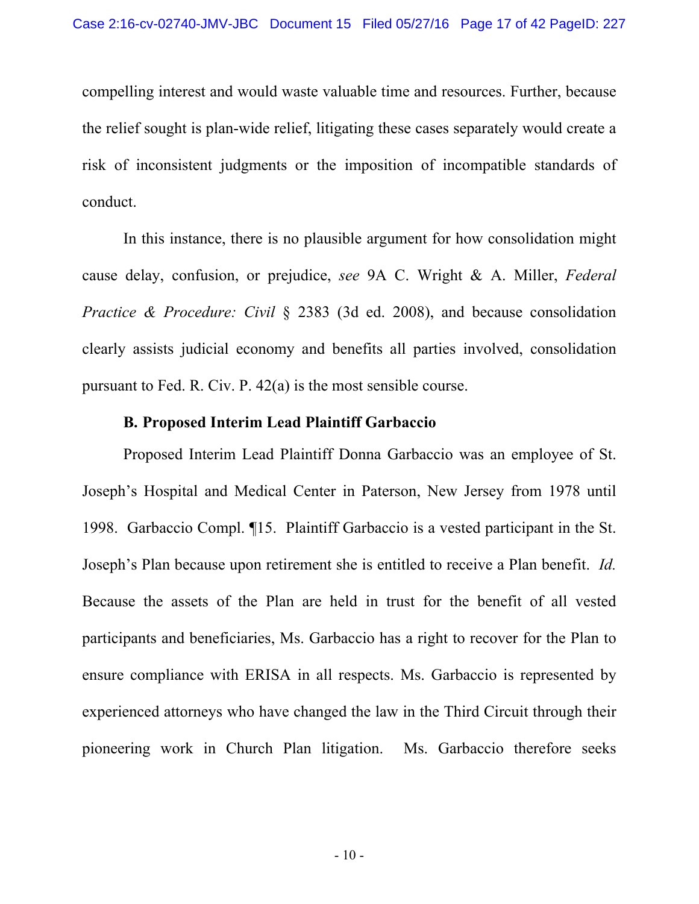compelling interest and would waste valuable time and resources. Further, because the relief sought is plan-wide relief, litigating these cases separately would create a risk of inconsistent judgments or the imposition of incompatible standards of conduct.

In this instance, there is no plausible argument for how consolidation might cause delay, confusion, or prejudice, *see* 9A C. Wright & A. Miller, *Federal Practice & Procedure: Civil* § 2383 (3d ed. 2008), and because consolidation clearly assists judicial economy and benefits all parties involved, consolidation pursuant to Fed. R. Civ. P. 42(a) is the most sensible course.

**B. Proposed Interim Lead Plaintiff Garbaccio**

Proposed Interim Lead Plaintiff Donna Garbaccio was an employee of St. Joseph's Hospital and Medical Center in Paterson, New Jersey from 1978 until 1998. Garbaccio Compl. ¶15. Plaintiff Garbaccio is a vested participant in the St. Joseph's Plan because upon retirement she is entitled to receive a Plan benefit. *Id.* Because the assets of the Plan are held in trust for the benefit of all vested participants and beneficiaries, Ms. Garbaccio has a right to recover for the Plan to ensure compliance with ERISA in all respects. Ms. Garbaccio is represented by experienced attorneys who have changed the law in the Third Circuit through their pioneering work in Church Plan litigation. Ms. Garbaccio therefore seeks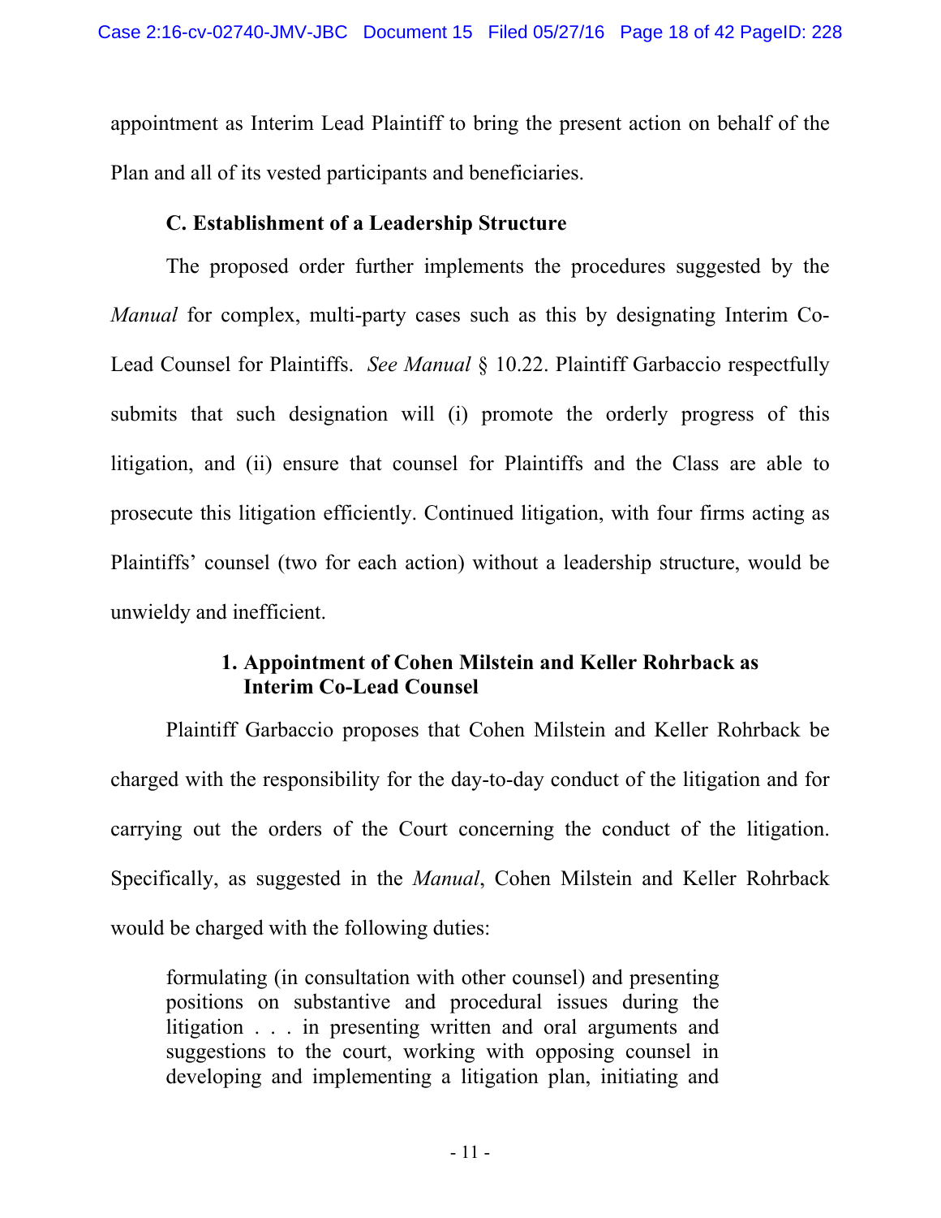appointment as Interim Lead Plaintiff to bring the present action on behalf of the Plan and all of its vested participants and beneficiaries.

### C. Establishment of a Leadership Structure

The proposed order further implements the procedures suggested by the *Manual* for complex, multi-party cases such as this by designating Interim Co-Lead Counsel for Plaintiffs. *See Manual* § 10.22. Plaintiff Garbaccio respectfully submits that such designation will (i) promote the orderly progress of this litigation, and (ii) ensure that counsel for Plaintiffs and the Class are able to prosecute this litigation efficiently. Continued litigation, with four firms acting as Plaintiffs' counsel (two for each action) without a leadership structure, would be unwieldy and inefficient.

#### 1. Appointment of Cohen Milstein and Keller Rohrback as Interim Co-Lead Counsel

Plaintiff Garbaccio proposes that Cohen Milstein and Keller Rohrback be charged with the responsibility for the day-to-day conduct of the litigation and for carrying out the orders of the Court concerning the conduct of the litigation. Specifically, as suggested in the *Manual*, Cohen Milstein and Keller Rohrback would be charged with the following duties:

> formulating (in consultation with other counsel) and presenting positions on substantive and procedural issues during the litigation . . . in presenting written and oral arguments and suggestions to the court, working with opposing counsel in developing and implementing a litigation plan, initiating and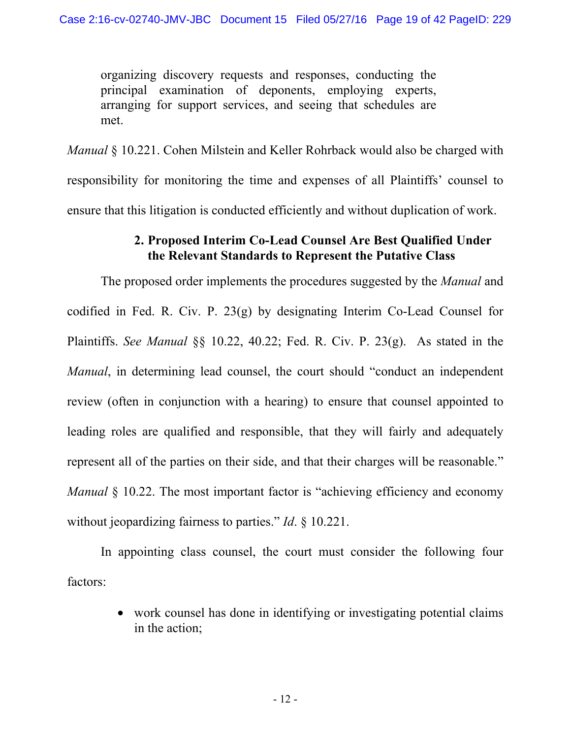> organizing discovery requests and responses, conducting the principal examination of deponents, employing experts, arranging for support services, and seeing that schedules are met.

*Manual* § 10.221. Cohen Milstein and Keller Rohrback would also be charged with responsibility for monitoring the time and expenses of all Plaintiffs' counsel to ensure that this litigation is conducted efficiently and without duplication of work.

### 2. Proposed Interim Co-Lead Counsel Are Best Qualified Under the Relevant Standards to Represent the Putative Class

The proposed order implements the procedures suggested by the *Manual* and codified in Fed. R. Civ. P. 23(g) by designating Interim Co-Lead Counsel for Plaintiffs. *See Manual* §§ 10.22, 40.22; Fed. R. Civ. P. 23(g). As stated in the *Manual*, in determining lead counsel, the court should "conduct an independent review (often in conjunction with a hearing) to ensure that counsel appointed to leading roles are qualified and responsible, that they will fairly and adequately represent all of the parties on their side, and that their charges will be reasonable." *Manual* § 10.22. The most important factor is "achieving efficiency and economy without jeopardizing fairness to parties." *Id*. § 10.221.

In appointing class counsel, the court must consider the following four factors:

- work counsel has done in identifying or investigating potential claims in the action;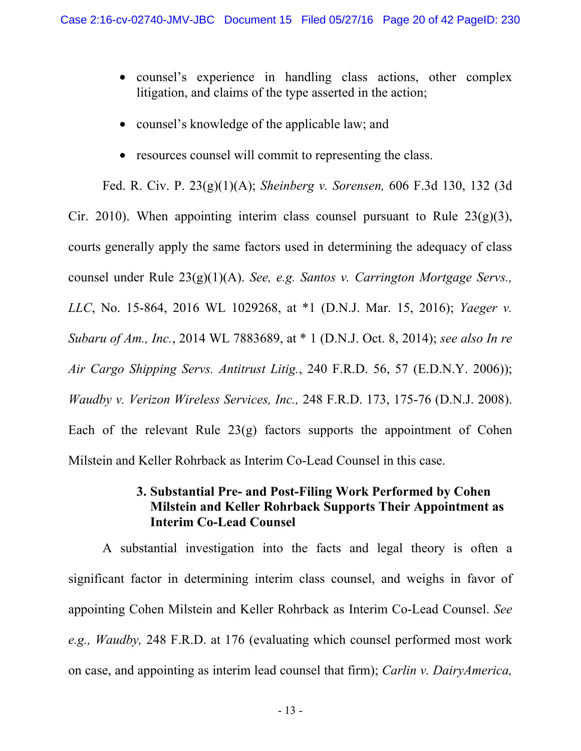- counsel's experience in handling class actions, other complex litigation, and claims of the type asserted in the action;
- counsel's knowledge of the applicable law; and
- resources counsel will commit to representing the class.

Fed. R. Civ. P. 23(g)(1)(A); *Sheinberg v. Sorensen,* 606 F.3d 130, 132 (3d Cir. 2010). When appointing interim class counsel pursuant to Rule 23(g)(3), courts generally apply the same factors used in determining the adequacy of class counsel under Rule 23(g)(1)(A). *See, e.g. Santos v. Carrington Mortgage Servs., LLC*, No. 15-864, 2016 WL 1029268, at *1 (D.N.J. Mar. 15, 2016); *Yaeger v. Subaru of Am., Inc.*, 2014 WL 7883689, at * 1 (D.N.J. Oct. 8, 2014); *see also In re Air Cargo Shipping Servs. Antitrust Litig.*, 240 F.R.D. 56, 57 (E.D.N.Y. 2006)); *Waudby v. Verizon Wireless Services, Inc.,* 248 F.R.D. 173, 175-76 (D.N.J. 2008). Each of the relevant Rule 23(g) factors supports the appointment of Cohen Milstein and Keller Rohrback as Interim Co-Lead Counsel in this case.

### 3. Substantial Pre- and Post-Filing Work Performed by Cohen Milstein and Keller Rohrback Supports Their Appointment as Interim Co-Lead Counsel

A substantial investigation into the facts and legal theory is often a significant factor in determining interim class counsel, and weighs in favor of appointing Cohen Milstein and Keller Rohrback as Interim Co-Lead Counsel. *See e.g., Waudby,* 248 F.R.D. at 176 (evaluating which counsel performed most work on case, and appointing as interim lead counsel that firm); *Carlin v. DairyAmerica,*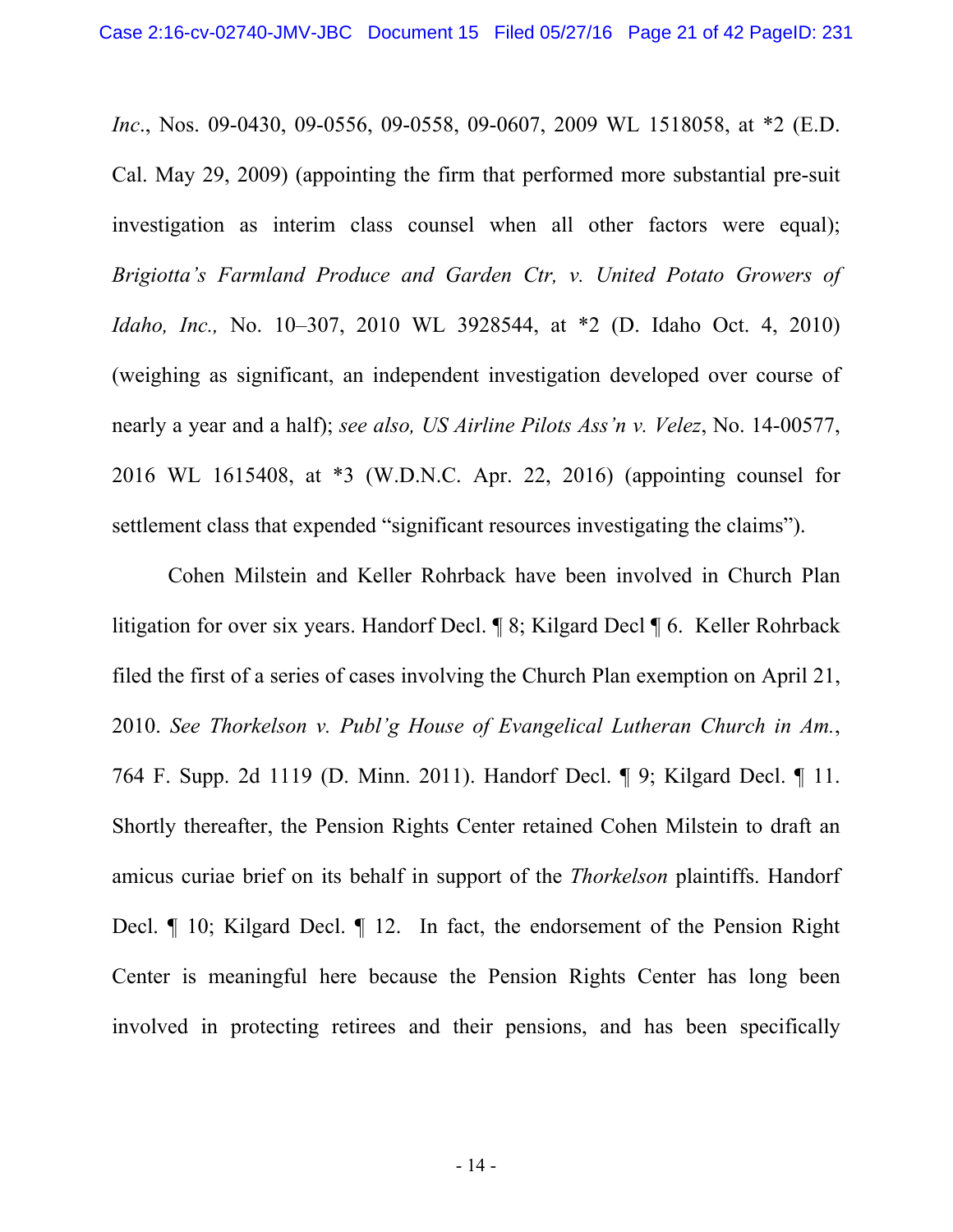*Inc*., Nos. 09-0430, 09-0556, 09-0558, 09-0607, 2009 WL 1518058, at *2 (E.D. Cal. May 29, 2009) (appointing the firm that performed more substantial pre-suit investigation as interim class counsel when all other factors were equal); *Brigiotta's Farmland Produce and Garden Ctr, v. United Potato Growers of Idaho, Inc.,* No. 10–307, 2010 WL 3928544, at *2 (D. Idaho Oct. 4, 2010) (weighing as significant, an independent investigation developed over course of nearly a year and a half); *see also, US Airline Pilots Ass'n v. Velez*, No. 14-00577, 2016 WL 1615408, at *3 (W.D.N.C. Apr. 22, 2016) (appointing counsel for settlement class that expended "significant resources investigating the claims").

Cohen Milstein and Keller Rohrback have been involved in Church Plan litigation for over six years. Handorf Decl. ¶ 8; Kilgard Decl ¶ 6. Keller Rohrback filed the first of a series of cases involving the Church Plan exemption on April 21, 2010. *See Thorkelson v. Publ'g House of Evangelical Lutheran Church in Am.*, 764 F. Supp. 2d 1119 (D. Minn. 2011). Handorf Decl. ¶ 9; Kilgard Decl. ¶ 11. Shortly thereafter, the Pension Rights Center retained Cohen Milstein to draft an amicus curiae brief on its behalf in support of the *Thorkelson* plaintiffs. Handorf Decl. ¶ 10; Kilgard Decl. ¶ 12. In fact, the endorsement of the Pension Right Center is meaningful here because the Pension Rights Center has long been involved in protecting retirees and their pensions, and has been specifically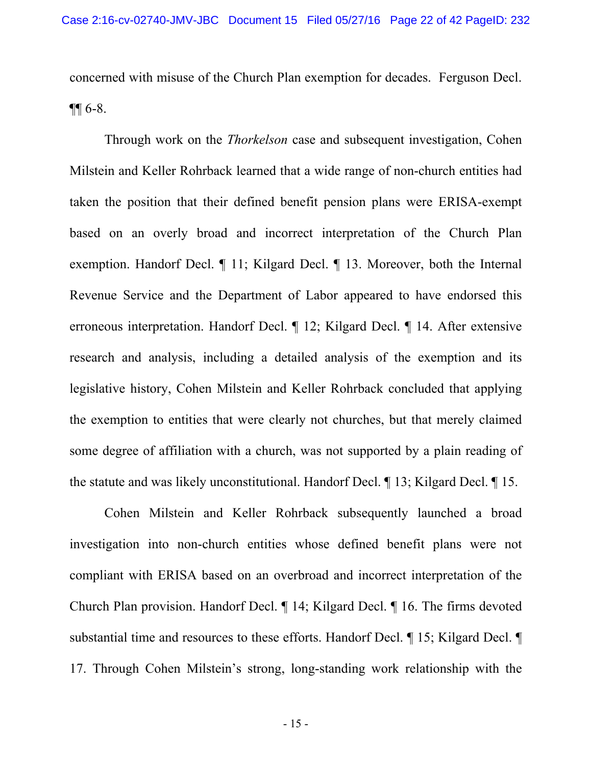concerned with misuse of the Church Plan exemption for decades. Ferguson Decl. ¶¶ 6-8.

Through work on the *Thorkelson* case and subsequent investigation, Cohen Milstein and Keller Rohrback learned that a wide range of non-church entities had taken the position that their defined benefit pension plans were ERISA-exempt based on an overly broad and incorrect interpretation of the Church Plan exemption. Handorf Decl. ¶ 11; Kilgard Decl. ¶ 13. Moreover, both the Internal Revenue Service and the Department of Labor appeared to have endorsed this erroneous interpretation. Handorf Decl. ¶ 12; Kilgard Decl. ¶ 14. After extensive research and analysis, including a detailed analysis of the exemption and its legislative history, Cohen Milstein and Keller Rohrback concluded that applying the exemption to entities that were clearly not churches, but that merely claimed some degree of affiliation with a church, was not supported by a plain reading of the statute and was likely unconstitutional. Handorf Decl. ¶ 13; Kilgard Decl. ¶ 15.

Cohen Milstein and Keller Rohrback subsequently launched a broad investigation into non-church entities whose defined benefit plans were not compliant with ERISA based on an overbroad and incorrect interpretation of the Church Plan provision. Handorf Decl. ¶ 14; Kilgard Decl. ¶ 16. The firms devoted substantial time and resources to these efforts. Handorf Decl. ¶ 15; Kilgard Decl. ¶ 17. Through Cohen Milstein's strong, long-standing work relationship with the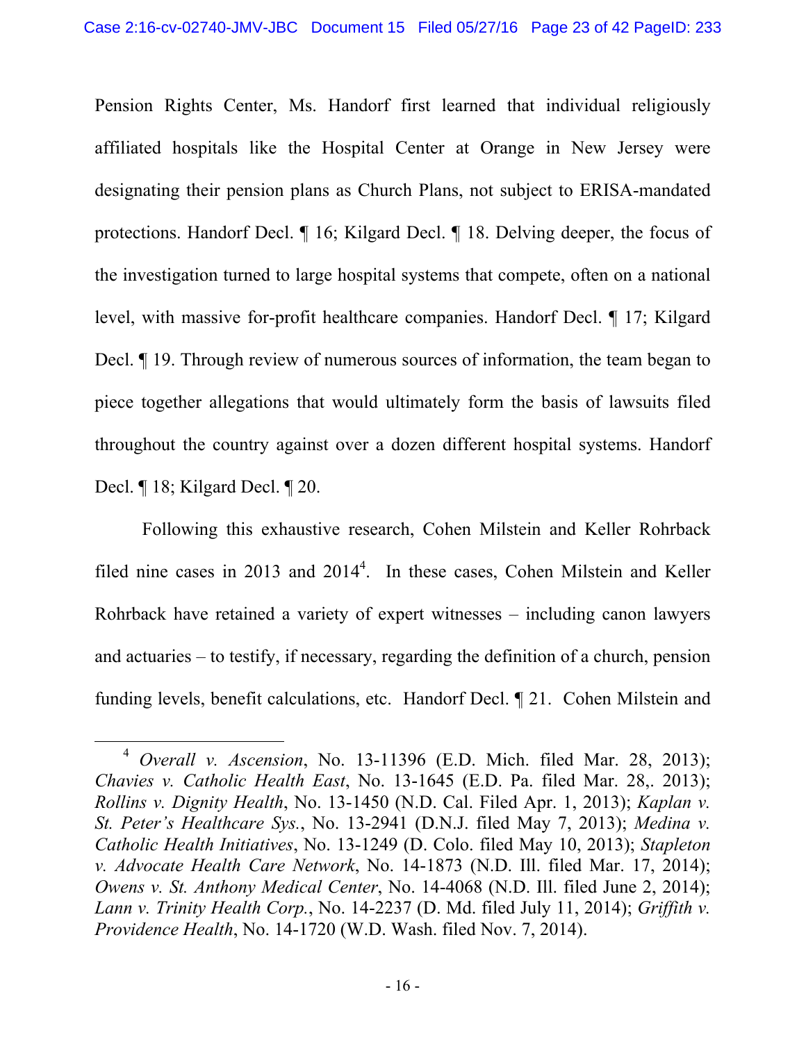Pension Rights Center, Ms. Handorf first learned that individual religiously affiliated hospitals like the Hospital Center at Orange in New Jersey were designating their pension plans as Church Plans, not subject to ERISA-mandated protections. Handorf Decl. ¶ 16; Kilgard Decl. ¶ 18. Delving deeper, the focus of the investigation turned to large hospital systems that compete, often on a national level, with massive for-profit healthcare companies. Handorf Decl. ¶ 17; Kilgard Decl. ¶ 19. Through review of numerous sources of information, the team began to piece together allegations that would ultimately form the basis of lawsuits filed throughout the country against over a dozen different hospital systems. Handorf Decl. ¶ 18; Kilgard Decl. ¶ 20.

Following this exhaustive research, Cohen Milstein and Keller Rohrback filed nine cases in 2013 and 2014[4]. In these cases, Cohen Milstein and Keller Rohrback have retained a variety of expert witnesses – including canon lawyers and actuaries – to testify, if necessary, regarding the definition of a church, pension funding levels, benefit calculations, etc. Handorf Decl. ¶ 21. Cohen Milstein and

---

[4] *Overall v. Ascension*, No. 13-11396 (E.D. Mich. filed Mar. 28, 2013); *Chavies v. Catholic Health East*, No. 13-1645 (E.D. Pa. filed Mar. 28,. 2013); *Rollins v. Dignity Health*, No. 13-1450 (N.D. Cal. Filed Apr. 1, 2013); *Kaplan v. St. Peter's Healthcare Sys.*, No. 13-2941 (D.N.J. filed May 7, 2013); *Medina v. Catholic Health Initiatives*, No. 13-1249 (D. Colo. filed May 10, 2013); *Stapleton v. Advocate Health Care Network*, No. 14-1873 (N.D. Ill. filed Mar. 17, 2014); *Owens v. St. Anthony Medical Center*, No. 14-4068 (N.D. Ill. filed June 2, 2014); *Lann v. Trinity Health Corp.*, No. 14-2237 (D. Md. filed July 11, 2014); *Griffith v. Providence Health*, No. 14-1720 (W.D. Wash. filed Nov. 7, 2014).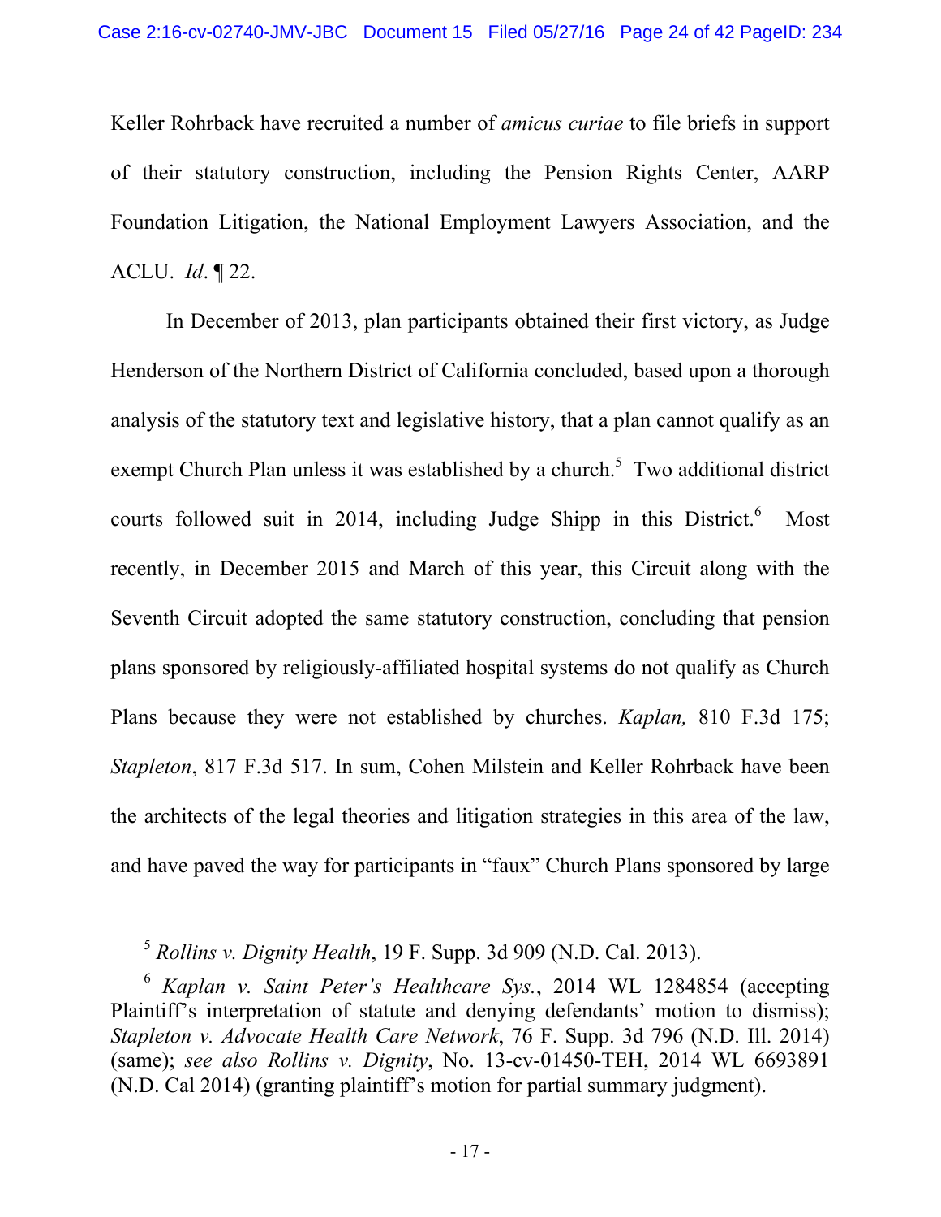Keller Rohrback have recruited a number of *amicus curiae* to file briefs in support of their statutory construction, including the Pension Rights Center, AARP Foundation Litigation, the National Employment Lawyers Association, and the ACLU. *Id*. ¶ 22.

In December of 2013, plan participants obtained their first victory, as Judge Henderson of the Northern District of California concluded, based upon a thorough analysis of the statutory text and legislative history, that a plan cannot qualify as an exempt Church Plan unless it was established by a church.[5] Two additional district courts followed suit in 2014, including Judge Shipp in this District.[6] Most recently, in December 2015 and March of this year, this Circuit along with the Seventh Circuit adopted the same statutory construction, concluding that pension plans sponsored by religiously-affiliated hospital systems do not qualify as Church Plans because they were not established by churches. *Kaplan,* 810 F.3d 175; *Stapleton*, 817 F.3d 517. In sum, Cohen Milstein and Keller Rohrback have been the architects of the legal theories and litigation strategies in this area of the law, and have paved the way for participants in "faux" Church Plans sponsored by large

---

[5] *Rollins v. Dignity Health*, 19 F. Supp. 3d 909 (N.D. Cal. 2013).

[6] *Kaplan v. Saint Peter's Healthcare Sys.*, 2014 WL 1284854 (accepting Plaintiff's interpretation of statute and denying defendants' motion to dismiss); *Stapleton v. Advocate Health Care Network*, 76 F. Supp. 3d 796 (N.D. Ill. 2014) (same); *see also Rollins v. Dignity*, No. 13-cv-01450-TEH, 2014 WL 6693891 (N.D. Cal 2014) (granting plaintiff's motion for partial summary judgment).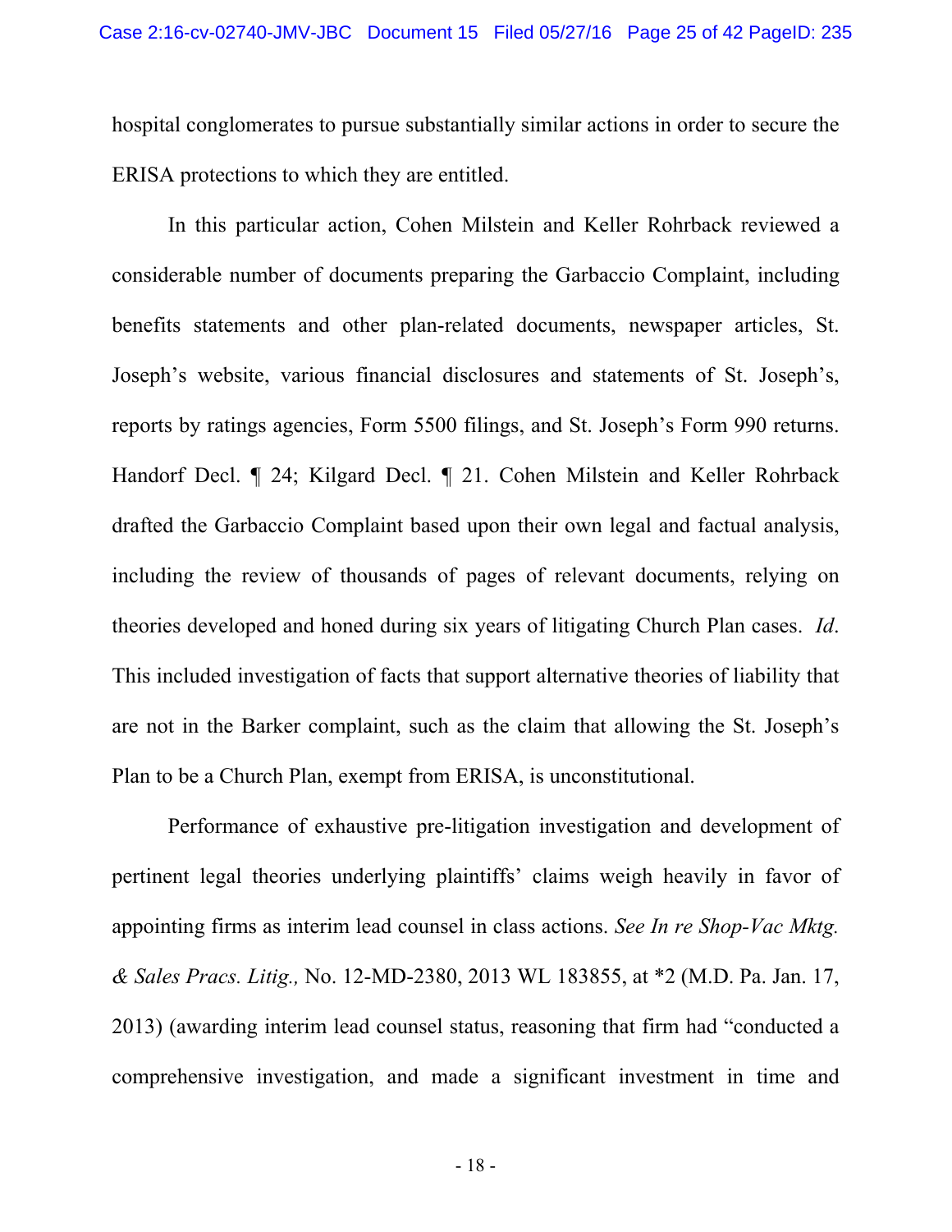hospital conglomerates to pursue substantially similar actions in order to secure the ERISA protections to which they are entitled.

In this particular action, Cohen Milstein and Keller Rohrback reviewed a considerable number of documents preparing the Garbaccio Complaint, including benefits statements and other plan-related documents, newspaper articles, St. Joseph's website, various financial disclosures and statements of St. Joseph's, reports by ratings agencies, Form 5500 filings, and St. Joseph's Form 990 returns. Handorf Decl. ¶ 24; Kilgard Decl. ¶ 21. Cohen Milstein and Keller Rohrback drafted the Garbaccio Complaint based upon their own legal and factual analysis, including the review of thousands of pages of relevant documents, relying on theories developed and honed during six years of litigating Church Plan cases. *Id*. This included investigation of facts that support alternative theories of liability that are not in the Barker complaint, such as the claim that allowing the St. Joseph's Plan to be a Church Plan, exempt from ERISA, is unconstitutional.

Performance of exhaustive pre-litigation investigation and development of pertinent legal theories underlying plaintiffs' claims weigh heavily in favor of appointing firms as interim lead counsel in class actions. *See In re Shop-Vac Mktg. & Sales Pracs. Litig.,* No. 12-MD-2380, 2013 WL 183855, at *2 (M.D. Pa. Jan. 17, 2013) (awarding interim lead counsel status, reasoning that firm had "conducted a comprehensive investigation, and made a significant investment in time and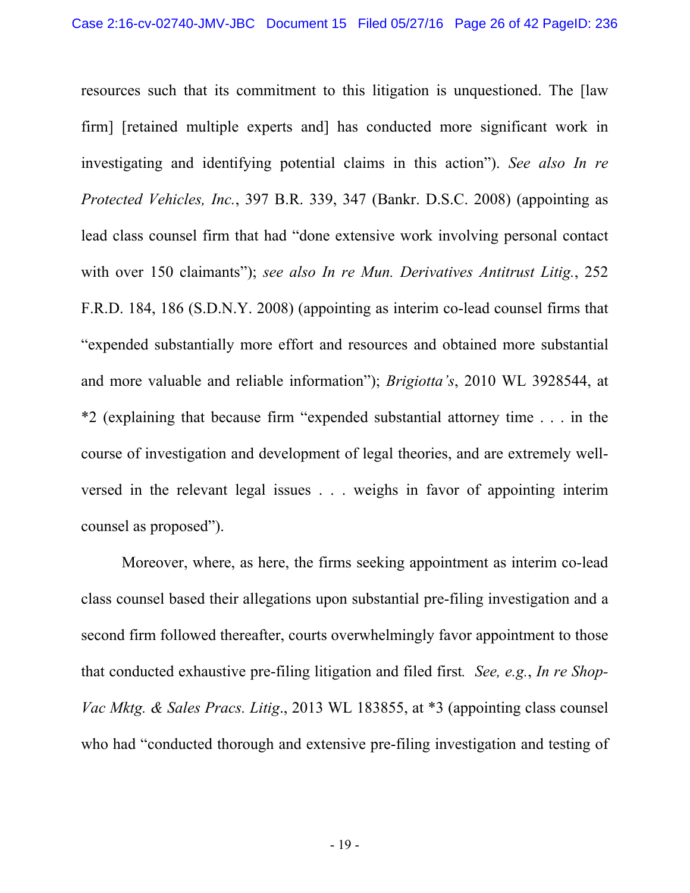resources such that its commitment to this litigation is unquestioned. The [law firm] [retained multiple experts and] has conducted more significant work in investigating and identifying potential claims in this action"). *See also In re Protected Vehicles, Inc.*, 397 B.R. 339, 347 (Bankr. D.S.C. 2008) (appointing as lead class counsel firm that had "done extensive work involving personal contact with over 150 claimants"); *see also In re Mun. Derivatives Antitrust Litig.*, 252 F.R.D. 184, 186 (S.D.N.Y. 2008) (appointing as interim co-lead counsel firms that "expended substantially more effort and resources and obtained more substantial and more valuable and reliable information"); *Brigiotta's*, 2010 WL 3928544, at *2 (explaining that because firm "expended substantial attorney time . . . in the course of investigation and development of legal theories, and are extremely well-versed in the relevant legal issues . . . weighs in favor of appointing interim counsel as proposed").

Moreover, where, as here, the firms seeking appointment as interim co-lead class counsel based their allegations upon substantial pre-filing investigation and a second firm followed thereafter, courts overwhelmingly favor appointment to those that conducted exhaustive pre-filing litigation and filed first. *See, e.g.*, *In re Shop-Vac Mktg. & Sales Pracs. Litig*., 2013 WL 183855, at *3 (appointing class counsel who had "conducted thorough and extensive pre-filing investigation and testing of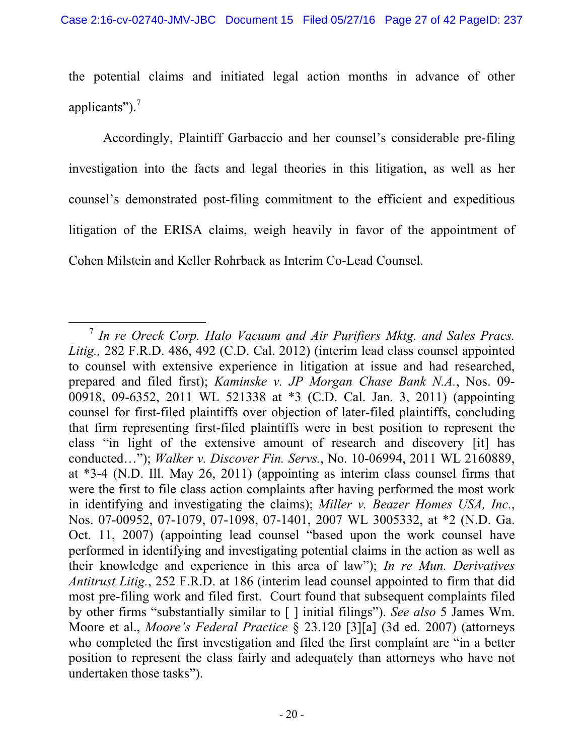the potential claims and initiated legal action months in advance of other applicants").[7]

Accordingly, Plaintiff Garbaccio and her counsel's considerable pre-filing investigation into the facts and legal theories in this litigation, as well as her counsel's demonstrated post-filing commitment to the efficient and expeditious litigation of the ERISA claims, weigh heavily in favor of the appointment of Cohen Milstein and Keller Rohrback as Interim Co-Lead Counsel.

---

[7] *In re Oreck Corp. Halo Vacuum and Air Purifiers Mktg. and Sales Pracs. Litig.,* 282 F.R.D. 486, 492 (C.D. Cal. 2012) (interim lead class counsel appointed to counsel with extensive experience in litigation at issue and had researched, prepared and filed first); *Kaminske v. JP Morgan Chase Bank N.A.*, Nos. 09-00918, 09-6352, 2011 WL 521338 at *3 (C.D. Cal. Jan. 3, 2011) (appointing counsel for first-filed plaintiffs over objection of later-filed plaintiffs, concluding that firm representing first-filed plaintiffs were in best position to represent the class "in light of the extensive amount of research and discovery [it] has conducted…"); *Walker v. Discover Fin. Servs.*, No. 10-06994, 2011 WL 2160889, at *3-4 (N.D. Ill. May 26, 2011) (appointing as interim class counsel firms that were the first to file class action complaints after having performed the most work in identifying and investigating the claims); *Miller v. Beazer Homes USA, Inc.*, Nos. 07-00952, 07-1079, 07-1098, 07-1401, 2007 WL 3005332, at *2 (N.D. Ga. Oct. 11, 2007) (appointing lead counsel "based upon the work counsel have performed in identifying and investigating potential claims in the action as well as their knowledge and experience in this area of law"); *In re Mun. Derivatives Antitrust Litig.*, 252 F.R.D. at 186 (interim lead counsel appointed to firm that did most pre-filing work and filed first. Court found that subsequent complaints filed by other firms "substantially similar to [ ] initial filings"). *See also* 5 James Wm. Moore et al., *Moore's Federal Practice* § 23.120 [3][a] (3d ed. 2007) (attorneys who completed the first investigation and filed the first complaint are "in a better position to represent the class fairly and adequately than attorneys who have not undertaken those tasks").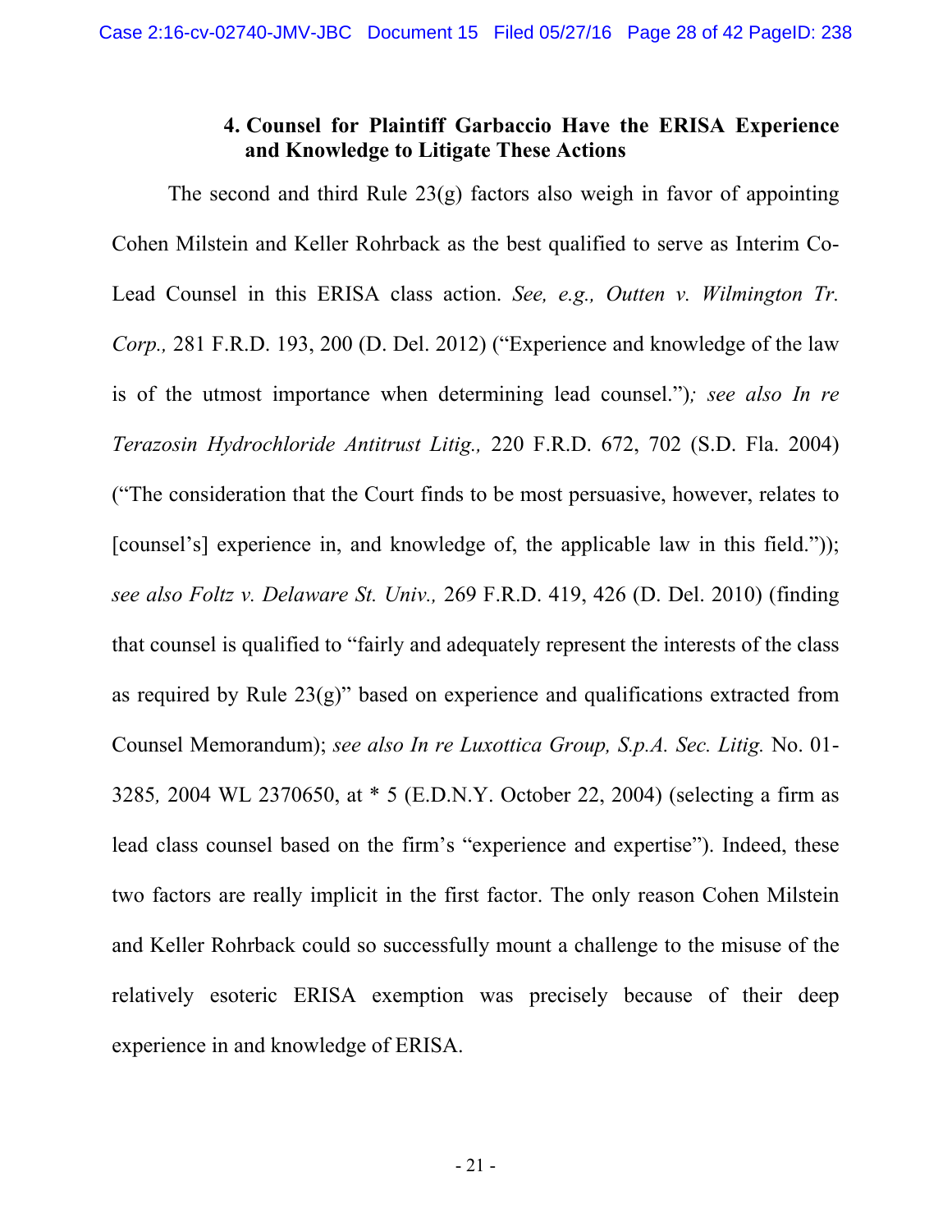### 4. Counsel for Plaintiff Garbaccio Have the ERISA Experience and Knowledge to Litigate These Actions

The second and third Rule 23(g) factors also weigh in favor of appointing Cohen Milstein and Keller Rohrback as the best qualified to serve as Interim Co-Lead Counsel in this ERISA class action. *See, e.g., Outten v. Wilmington Tr. Corp.,* 281 F.R.D. 193, 200 (D. Del. 2012) ("Experience and knowledge of the law is of the utmost importance when determining lead counsel."); *see also In re Terazosin Hydrochloride Antitrust Litig.,* 220 F.R.D. 672, 702 (S.D. Fla. 2004) ("The consideration that the Court finds to be most persuasive, however, relates to [counsel's] experience in, and knowledge of, the applicable law in this field.")); *see also Foltz v. Delaware St. Univ.,* 269 F.R.D. 419, 426 (D. Del. 2010) (finding that counsel is qualified to "fairly and adequately represent the interests of the class as required by Rule 23(g)" based on experience and qualifications extracted from Counsel Memorandum); *see also In re Luxottica Group, S.p.A. Sec. Litig.* No. 01-3285*,* 2004 WL 2370650, at * 5 (E.D.N.Y. October 22, 2004) (selecting a firm as lead class counsel based on the firm's "experience and expertise"). Indeed, these two factors are really implicit in the first factor. The only reason Cohen Milstein and Keller Rohrback could so successfully mount a challenge to the misuse of the relatively esoteric ERISA exemption was precisely because of their deep experience in and knowledge of ERISA.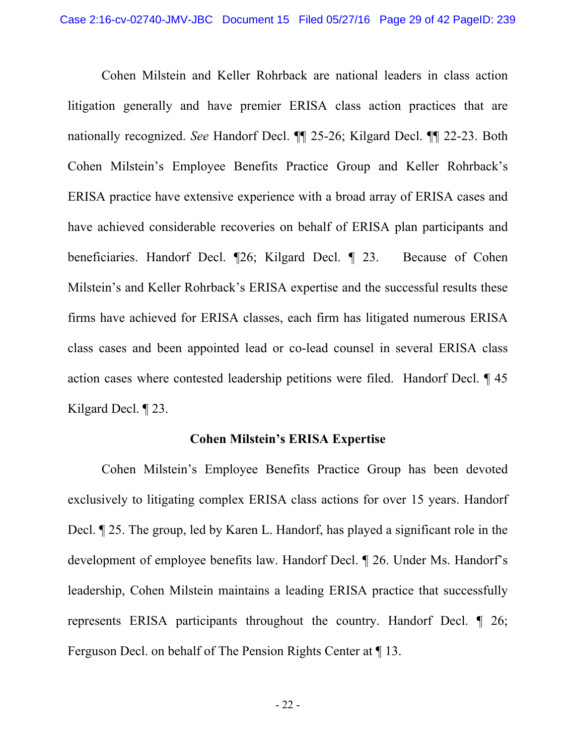Cohen Milstein and Keller Rohrback are national leaders in class action litigation generally and have premier ERISA class action practices that are nationally recognized. *See* Handorf Decl. ¶¶ 25-26; Kilgard Decl. ¶¶ 22-23. Both Cohen Milstein's Employee Benefits Practice Group and Keller Rohrback's ERISA practice have extensive experience with a broad array of ERISA cases and have achieved considerable recoveries on behalf of ERISA plan participants and beneficiaries. Handorf Decl. ¶26; Kilgard Decl. ¶ 23. Because of Cohen Milstein's and Keller Rohrback's ERISA expertise and the successful results these firms have achieved for ERISA classes, each firm has litigated numerous ERISA class cases and been appointed lead or co-lead counsel in several ERISA class action cases where contested leadership petitions were filed. Handorf Decl. ¶ 45 Kilgard Decl. ¶ 23.

**Cohen Milstein's ERISA Expertise**

Cohen Milstein's Employee Benefits Practice Group has been devoted exclusively to litigating complex ERISA class actions for over 15 years. Handorf Decl. ¶ 25. The group, led by Karen L. Handorf, has played a significant role in the development of employee benefits law. Handorf Decl. ¶ 26. Under Ms. Handorf's leadership, Cohen Milstein maintains a leading ERISA practice that successfully represents ERISA participants throughout the country. Handorf Decl. ¶ 26; Ferguson Decl. on behalf of The Pension Rights Center at ¶ 13.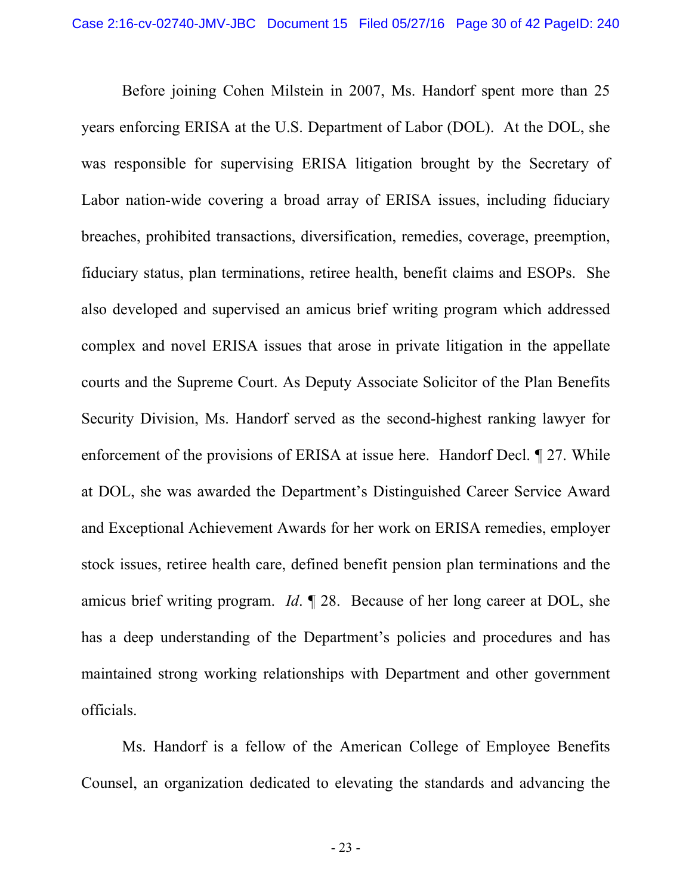Before joining Cohen Milstein in 2007, Ms. Handorf spent more than 25 years enforcing ERISA at the U.S. Department of Labor (DOL). At the DOL, she was responsible for supervising ERISA litigation brought by the Secretary of Labor nation-wide covering a broad array of ERISA issues, including fiduciary breaches, prohibited transactions, diversification, remedies, coverage, preemption, fiduciary status, plan terminations, retiree health, benefit claims and ESOPs. She also developed and supervised an amicus brief writing program which addressed complex and novel ERISA issues that arose in private litigation in the appellate courts and the Supreme Court. As Deputy Associate Solicitor of the Plan Benefits Security Division, Ms. Handorf served as the second-highest ranking lawyer for enforcement of the provisions of ERISA at issue here. Handorf Decl. ¶ 27. While at DOL, she was awarded the Department's Distinguished Career Service Award and Exceptional Achievement Awards for her work on ERISA remedies, employer stock issues, retiree health care, defined benefit pension plan terminations and the amicus brief writing program. *Id*. ¶ 28. Because of her long career at DOL, she has a deep understanding of the Department's policies and procedures and has maintained strong working relationships with Department and other government officials.

Ms. Handorf is a fellow of the American College of Employee Benefits Counsel, an organization dedicated to elevating the standards and advancing the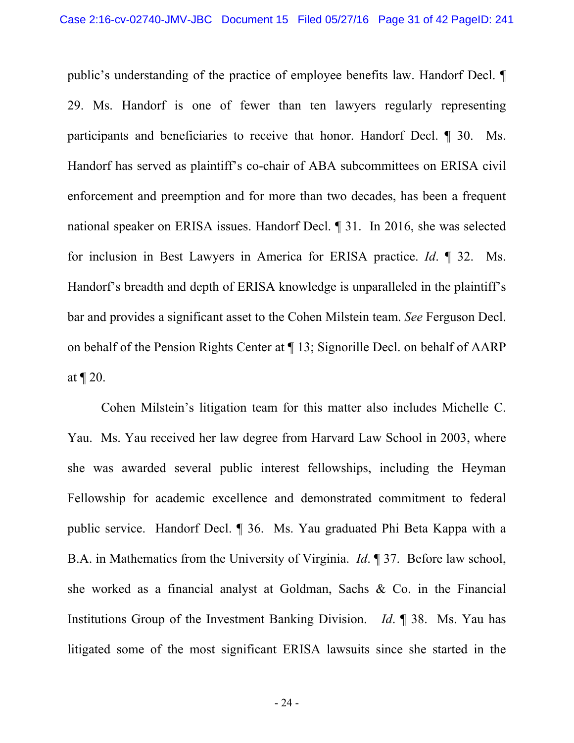public's understanding of the practice of employee benefits law. Handorf Decl. ¶ 29. Ms. Handorf is one of fewer than ten lawyers regularly representing participants and beneficiaries to receive that honor. Handorf Decl. ¶ 30. Ms. Handorf has served as plaintiff's co-chair of ABA subcommittees on ERISA civil enforcement and preemption and for more than two decades, has been a frequent national speaker on ERISA issues. Handorf Decl. ¶ 31. In 2016, she was selected for inclusion in Best Lawyers in America for ERISA practice. *Id*. ¶ 32. Ms. Handorf's breadth and depth of ERISA knowledge is unparalleled in the plaintiff's bar and provides a significant asset to the Cohen Milstein team. *See* Ferguson Decl. on behalf of the Pension Rights Center at ¶ 13; Signorille Decl. on behalf of AARP at ¶ 20.

Cohen Milstein's litigation team for this matter also includes Michelle C. Yau. Ms. Yau received her law degree from Harvard Law School in 2003, where she was awarded several public interest fellowships, including the Heyman Fellowship for academic excellence and demonstrated commitment to federal public service. Handorf Decl. ¶ 36. Ms. Yau graduated Phi Beta Kappa with a B.A. in Mathematics from the University of Virginia. *Id*. ¶ 37. Before law school, she worked as a financial analyst at Goldman, Sachs & Co. in the Financial Institutions Group of the Investment Banking Division. *Id*. ¶ 38. Ms. Yau has litigated some of the most significant ERISA lawsuits since she started in the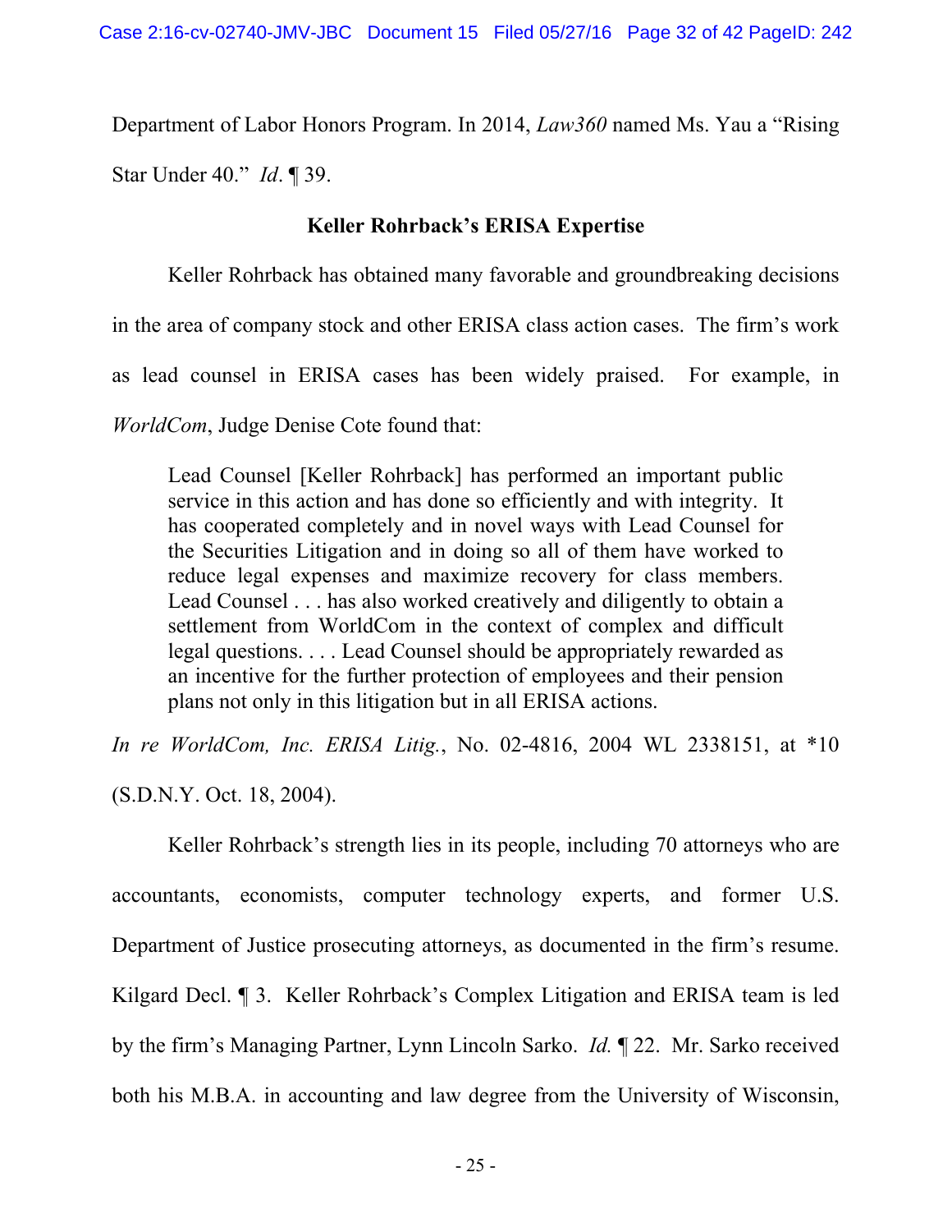Department of Labor Honors Program. In 2014, *Law360* named Ms. Yau a "Rising Star Under 40." *Id*. ¶ 39.

**Keller Rohrback's ERISA Expertise**

Keller Rohrback has obtained many favorable and groundbreaking decisions in the area of company stock and other ERISA class action cases. The firm's work as lead counsel in ERISA cases has been widely praised. For example, in *WorldCom*, Judge Denise Cote found that:

> Lead Counsel [Keller Rohrback] has performed an important public service in this action and has done so efficiently and with integrity. It has cooperated completely and in novel ways with Lead Counsel for the Securities Litigation and in doing so all of them have worked to reduce legal expenses and maximize recovery for class members. Lead Counsel . . . has also worked creatively and diligently to obtain a settlement from WorldCom in the context of complex and difficult legal questions. . . . Lead Counsel should be appropriately rewarded as an incentive for the further protection of employees and their pension plans not only in this litigation but in all ERISA actions.

*In re WorldCom, Inc. ERISA Litig.*, No. 02-4816, 2004 WL 2338151, at *10 (S.D.N.Y. Oct. 18, 2004).

Keller Rohrback's strength lies in its people, including 70 attorneys who are accountants, economists, computer technology experts, and former U.S. Department of Justice prosecuting attorneys, as documented in the firm's resume. Kilgard Decl. ¶ 3. Keller Rohrback's Complex Litigation and ERISA team is led by the firm's Managing Partner, Lynn Lincoln Sarko. *Id.* ¶ 22. Mr. Sarko received both his M.B.A. in accounting and law degree from the University of Wisconsin,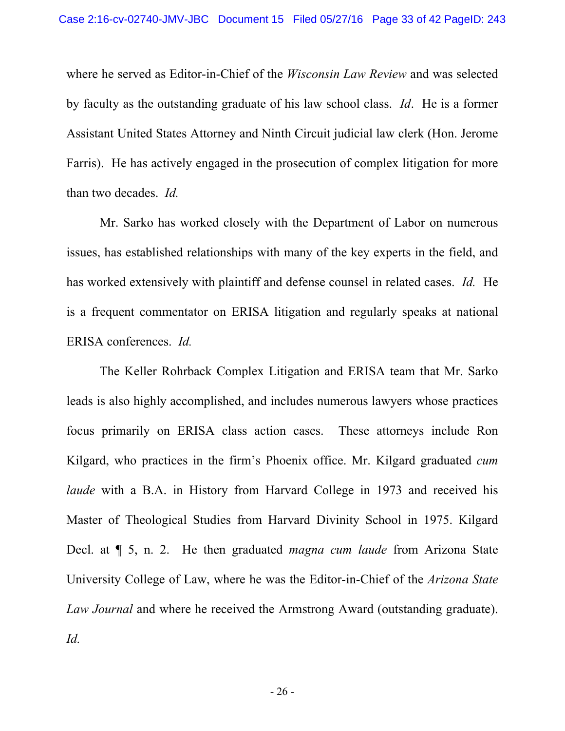where he served as Editor-in-Chief of the *Wisconsin Law Review* and was selected by faculty as the outstanding graduate of his law school class. *Id*. He is a former Assistant United States Attorney and Ninth Circuit judicial law clerk (Hon. Jerome Farris). He has actively engaged in the prosecution of complex litigation for more than two decades. *Id.*

Mr. Sarko has worked closely with the Department of Labor on numerous issues, has established relationships with many of the key experts in the field, and has worked extensively with plaintiff and defense counsel in related cases. *Id.* He is a frequent commentator on ERISA litigation and regularly speaks at national ERISA conferences. *Id.*

The Keller Rohrback Complex Litigation and ERISA team that Mr. Sarko leads is also highly accomplished, and includes numerous lawyers whose practices focus primarily on ERISA class action cases. These attorneys include Ron Kilgard, who practices in the firm's Phoenix office. Mr. Kilgard graduated *cum laude* with a B.A. in History from Harvard College in 1973 and received his Master of Theological Studies from Harvard Divinity School in 1975. Kilgard Decl. at ¶ 5, n. 2. He then graduated *magna cum laude* from Arizona State University College of Law, where he was the Editor-in-Chief of the *Arizona State Law Journal* and where he received the Armstrong Award (outstanding graduate). *Id.*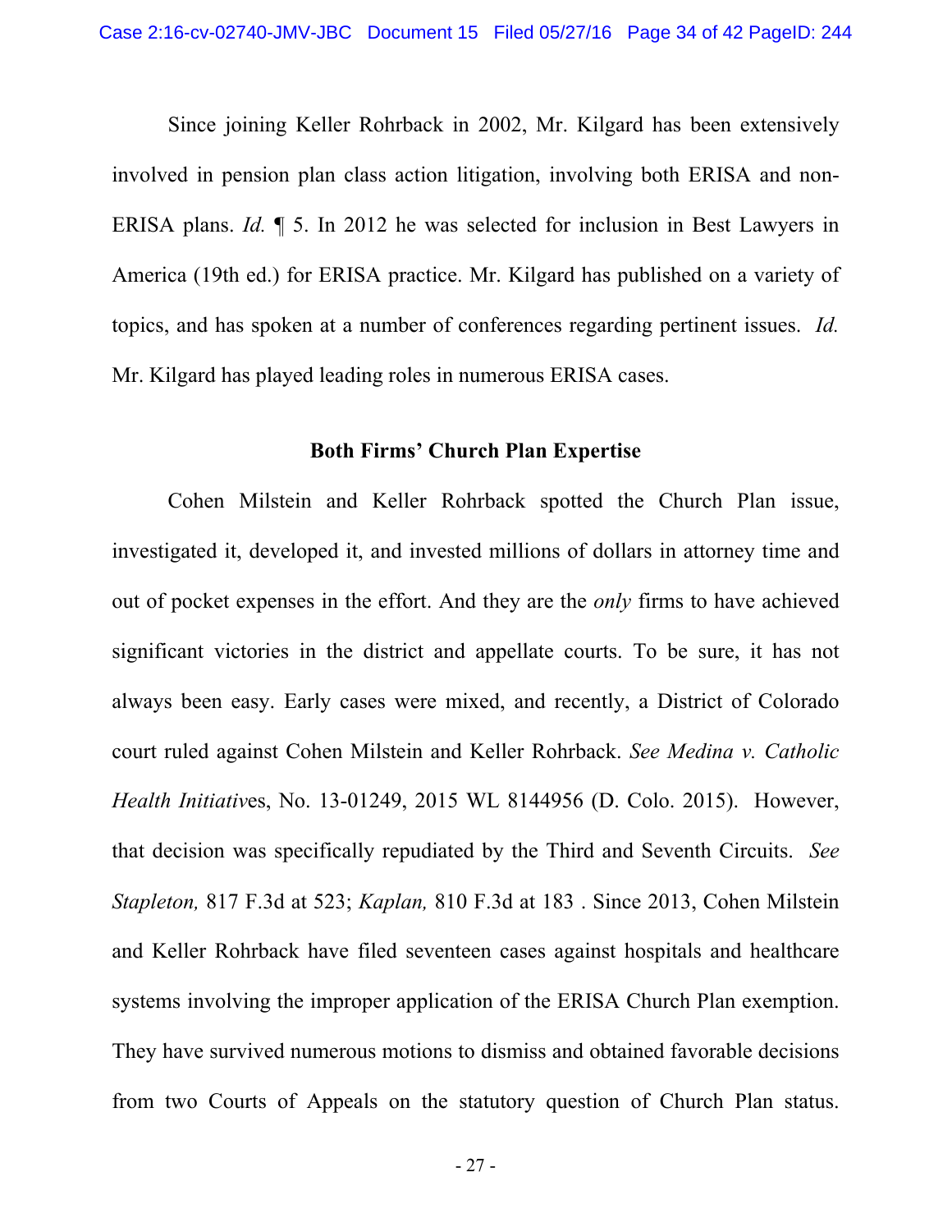Since joining Keller Rohrback in 2002, Mr. Kilgard has been extensively involved in pension plan class action litigation, involving both ERISA and non-ERISA plans. *Id.* ¶ 5. In 2012 he was selected for inclusion in Best Lawyers in America (19th ed.) for ERISA practice. Mr. Kilgard has published on a variety of topics, and has spoken at a number of conferences regarding pertinent issues. *Id.* Mr. Kilgard has played leading roles in numerous ERISA cases.

**Both Firms' Church Plan Expertise**

Cohen Milstein and Keller Rohrback spotted the Church Plan issue, investigated it, developed it, and invested millions of dollars in attorney time and out of pocket expenses in the effort. And they are the *only* firms to have achieved significant victories in the district and appellate courts. To be sure, it has not always been easy. Early cases were mixed, and recently, a District of Colorado court ruled against Cohen Milstein and Keller Rohrback. *See Medina v. Catholic Health Initiatives*, No. 13-01249, 2015 WL 8144956 (D. Colo. 2015). However, that decision was specifically repudiated by the Third and Seventh Circuits. *See Stapleton,* 817 F.3d at 523; *Kaplan,* 810 F.3d at 183 . Since 2013, Cohen Milstein and Keller Rohrback have filed seventeen cases against hospitals and healthcare systems involving the improper application of the ERISA Church Plan exemption. They have survived numerous motions to dismiss and obtained favorable decisions from two Courts of Appeals on the statutory question of Church Plan status.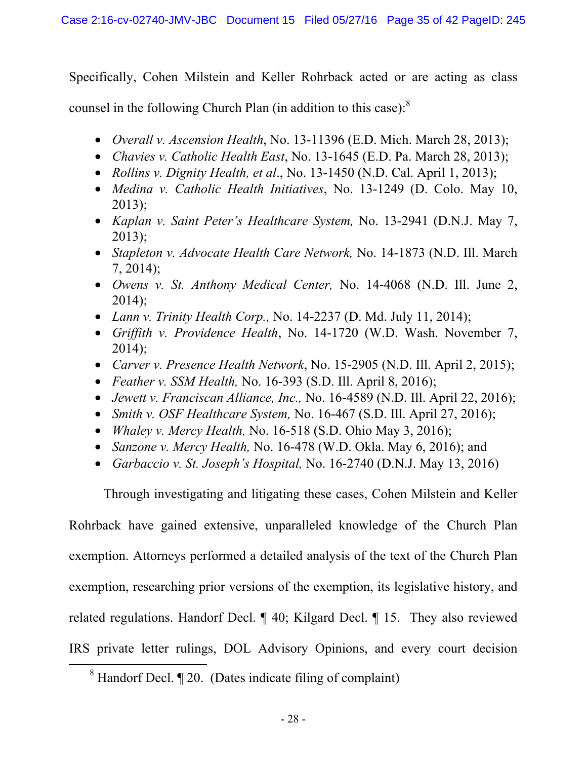Specifically, Cohen Milstein and Keller Rohrback acted or are acting as class counsel in the following Church Plan (in addition to this case):[8]

- *Overall v. Ascension Health*, No. 13-11396 (E.D. Mich. March 28, 2013);
- *Chavies v. Catholic Health East*, No. 13-1645 (E.D. Pa. March 28, 2013);
- *Rollins v. Dignity Health, et al*., No. 13-1450 (N.D. Cal. April 1, 2013);
- *Medina v. Catholic Health Initiatives*, No. 13-1249 (D. Colo. May 10, 2013);
- *Kaplan v. Saint Peter's Healthcare System,* No. 13-2941 (D.N.J. May 7, 2013);
- *Stapleton v. Advocate Health Care Network,* No. 14-1873 (N.D. Ill. March 7, 2014);
- *Owens v. St. Anthony Medical Center,* No. 14-4068 (N.D. Ill. June 2, 2014);
- *Lann v. Trinity Health Corp.,* No. 14-2237 (D. Md. July 11, 2014);
- *Griffith v. Providence Health*, No. 14-1720 (W.D. Wash. November 7, 2014);
- *Carver v. Presence Health Network*, No. 15-2905 (N.D. Ill. April 2, 2015);
- *Feather v. SSM Health,* No. 16-393 (S.D. Ill. April 8, 2016);
- *Jewett v. Franciscan Alliance, Inc.,* No. 16-4589 (N.D. Ill. April 22, 2016);
- *Smith v. OSF Healthcare System,* No. 16-467 (S.D. Ill. April 27, 2016);
- *Whaley v. Mercy Health,* No. 16-518 (S.D. Ohio May 3, 2016);
- *Sanzone v. Mercy Health,* No. 16-478 (W.D. Okla. May 6, 2016); and
- *Garbaccio v. St. Joseph's Hospital,* No. 16-2740 (D.N.J. May 13, 2016)

Through investigating and litigating these cases, Cohen Milstein and Keller Rohrback have gained extensive, unparalleled knowledge of the Church Plan exemption. Attorneys performed a detailed analysis of the text of the Church Plan exemption, researching prior versions of the exemption, its legislative history, and related regulations. Handorf Decl. ¶ 40; Kilgard Decl. ¶ 15. They also reviewed IRS private letter rulings, DOL Advisory Opinions, and every court decision

[8] Handorf Decl. ¶ 20. (Dates indicate filing of complaint)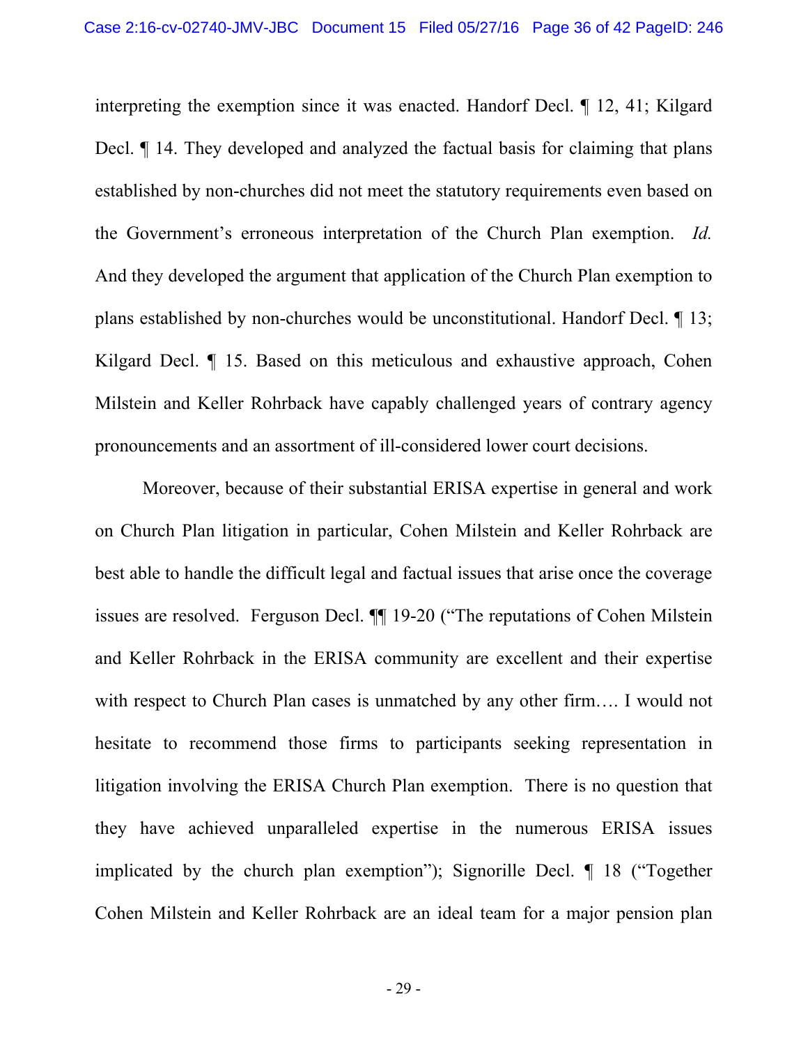interpreting the exemption since it was enacted. Handorf Decl. ¶ 12, 41; Kilgard Decl. ¶ 14. They developed and analyzed the factual basis for claiming that plans established by non-churches did not meet the statutory requirements even based on the Government's erroneous interpretation of the Church Plan exemption. *Id.* And they developed the argument that application of the Church Plan exemption to plans established by non-churches would be unconstitutional. Handorf Decl. ¶ 13; Kilgard Decl. ¶ 15. Based on this meticulous and exhaustive approach, Cohen Milstein and Keller Rohrback have capably challenged years of contrary agency pronouncements and an assortment of ill-considered lower court decisions.

Moreover, because of their substantial ERISA expertise in general and work on Church Plan litigation in particular, Cohen Milstein and Keller Rohrback are best able to handle the difficult legal and factual issues that arise once the coverage issues are resolved. Ferguson Decl. ¶¶ 19-20 ("The reputations of Cohen Milstein and Keller Rohrback in the ERISA community are excellent and their expertise with respect to Church Plan cases is unmatched by any other firm…. I would not hesitate to recommend those firms to participants seeking representation in litigation involving the ERISA Church Plan exemption. There is no question that they have achieved unparalleled expertise in the numerous ERISA issues implicated by the church plan exemption"); Signorille Decl. ¶ 18 ("Together Cohen Milstein and Keller Rohrback are an ideal team for a major pension plan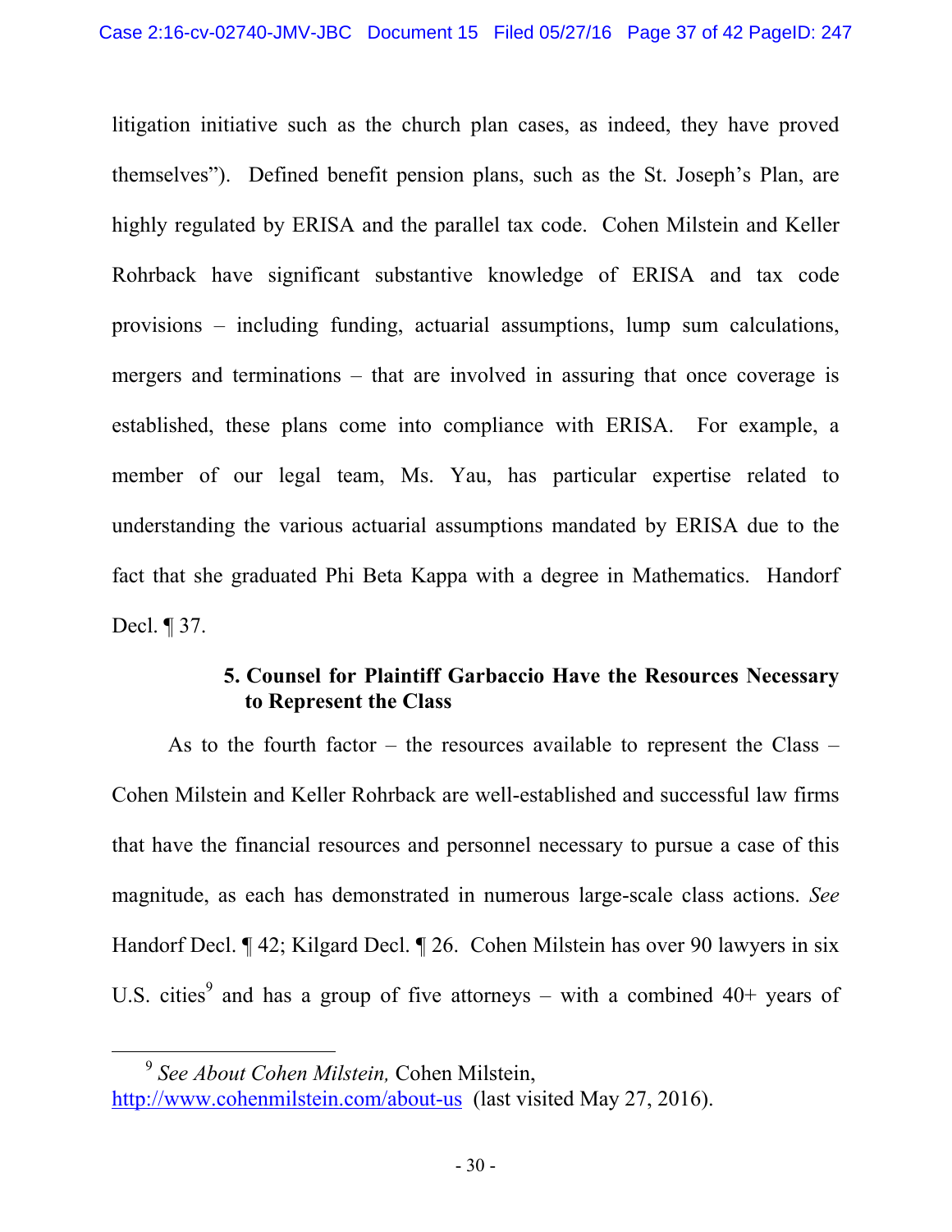litigation initiative such as the church plan cases, as indeed, they have proved themselves"). Defined benefit pension plans, such as the St. Joseph's Plan, are highly regulated by ERISA and the parallel tax code. Cohen Milstein and Keller Rohrback have significant substantive knowledge of ERISA and tax code provisions – including funding, actuarial assumptions, lump sum calculations, mergers and terminations – that are involved in assuring that once coverage is established, these plans come into compliance with ERISA. For example, a member of our legal team, Ms. Yau, has particular expertise related to understanding the various actuarial assumptions mandated by ERISA due to the fact that she graduated Phi Beta Kappa with a degree in Mathematics. Handorf Decl. ¶ 37.

### 5. Counsel for Plaintiff Garbaccio Have the Resources Necessary to Represent the Class

As to the fourth factor – the resources available to represent the Class – Cohen Milstein and Keller Rohrback are well-established and successful law firms that have the financial resources and personnel necessary to pursue a case of this magnitude, as each has demonstrated in numerous large-scale class actions. *See* Handorf Decl. ¶ 42; Kilgard Decl. ¶ 26. Cohen Milstein has over 90 lawyers in six U.S. cities[9] and has a group of five attorneys – with a combined 40+ years of

---

[9] *See About Cohen Milstein,* Cohen Milstein, http://www.cohenmilstein.com/about-us (last visited May 27, 2016).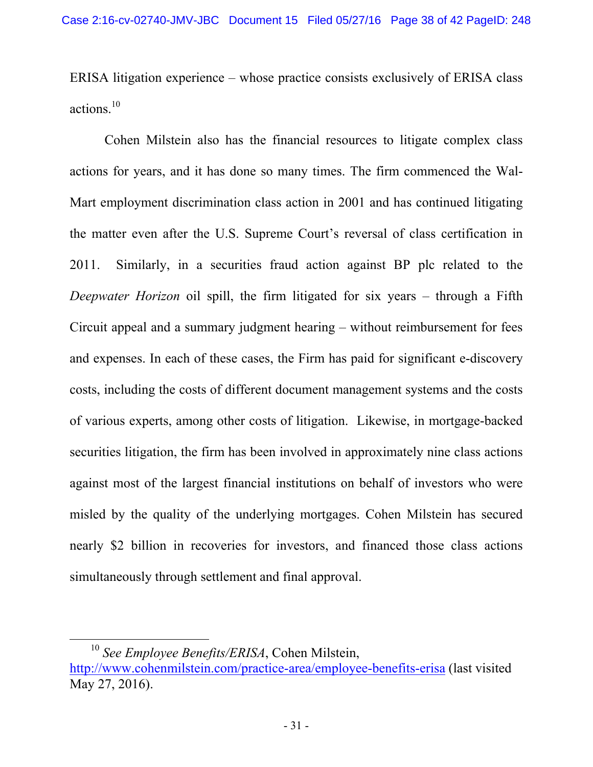ERISA litigation experience – whose practice consists exclusively of ERISA class actions.[10]

Cohen Milstein also has the financial resources to litigate complex class actions for years, and it has done so many times. The firm commenced the Wal-Mart employment discrimination class action in 2001 and has continued litigating the matter even after the U.S. Supreme Court's reversal of class certification in 2011. Similarly, in a securities fraud action against BP plc related to the *Deepwater Horizon* oil spill, the firm litigated for six years – through a Fifth Circuit appeal and a summary judgment hearing – without reimbursement for fees and expenses. In each of these cases, the Firm has paid for significant e-discovery costs, including the costs of different document management systems and the costs of various experts, among other costs of litigation. Likewise, in mortgage-backed securities litigation, the firm has been involved in approximately nine class actions against most of the largest financial institutions on behalf of investors who were misled by the quality of the underlying mortgages. Cohen Milstein has secured nearly $2 billion in recoveries for investors, and financed those class actions simultaneously through settlement and final approval.

---

[10] *See Employee Benefits/ERISA*, Cohen Milstein, http://www.cohenmilstein.com/practice-area/employee-benefits-erisa (last visited May 27, 2016).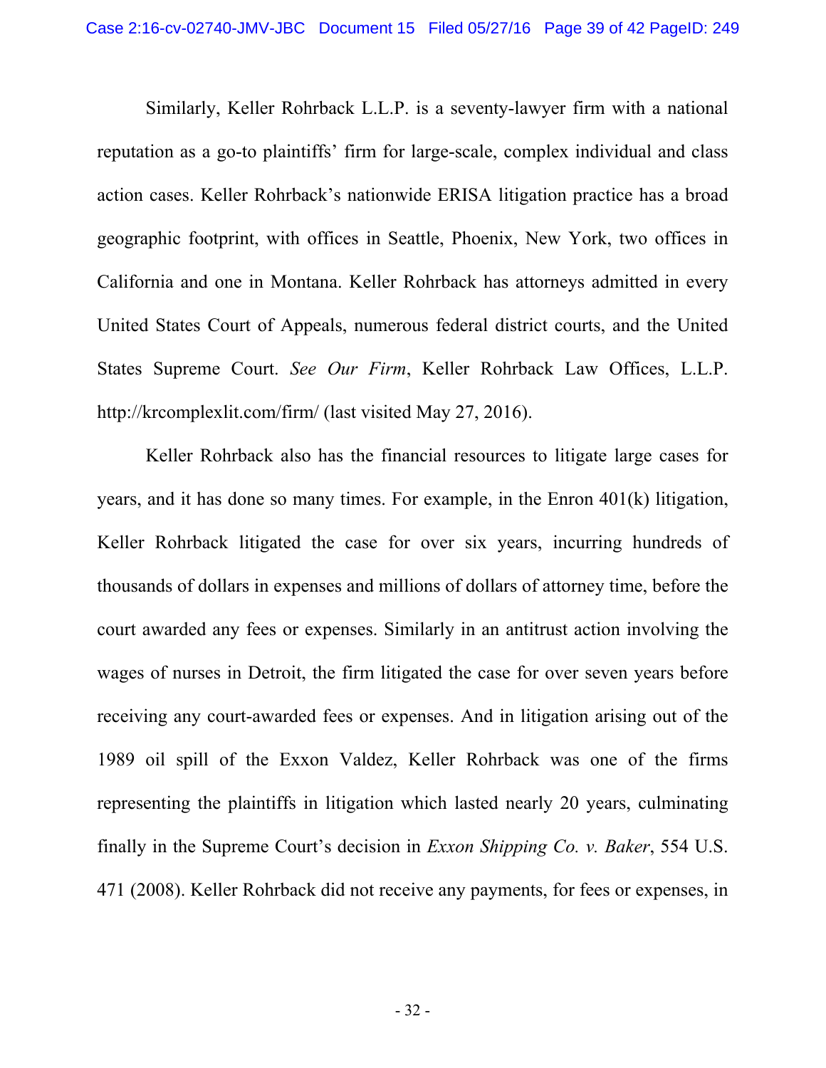Similarly, Keller Rohrback L.L.P. is a seventy-lawyer firm with a national reputation as a go-to plaintiffs' firm for large-scale, complex individual and class action cases. Keller Rohrback's nationwide ERISA litigation practice has a broad geographic footprint, with offices in Seattle, Phoenix, New York, two offices in California and one in Montana. Keller Rohrback has attorneys admitted in every United States Court of Appeals, numerous federal district courts, and the United States Supreme Court. *See Our Firm*, Keller Rohrback Law Offices, L.L.P. http://krcomplexlit.com/firm/ (last visited May 27, 2016).

Keller Rohrback also has the financial resources to litigate large cases for years, and it has done so many times. For example, in the Enron 401(k) litigation, Keller Rohrback litigated the case for over six years, incurring hundreds of thousands of dollars in expenses and millions of dollars of attorney time, before the court awarded any fees or expenses. Similarly in an antitrust action involving the wages of nurses in Detroit, the firm litigated the case for over seven years before receiving any court-awarded fees or expenses. And in litigation arising out of the 1989 oil spill of the Exxon Valdez, Keller Rohrback was one of the firms representing the plaintiffs in litigation which lasted nearly 20 years, culminating finally in the Supreme Court's decision in *Exxon Shipping Co. v. Baker*, 554 U.S. 471 (2008). Keller Rohrback did not receive any payments, for fees or expenses, in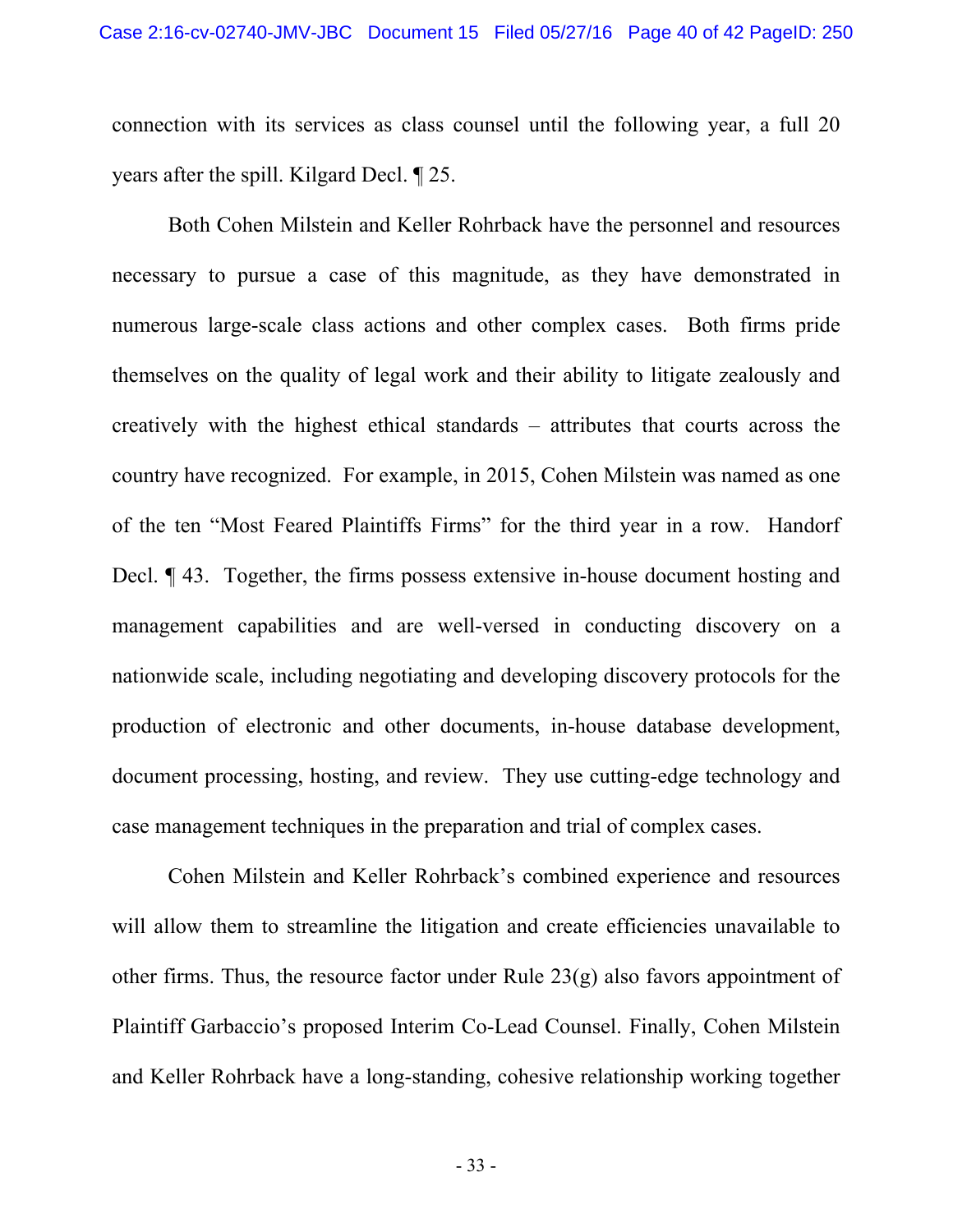connection with its services as class counsel until the following year, a full 20 years after the spill. Kilgard Decl. ¶ 25.

Both Cohen Milstein and Keller Rohrback have the personnel and resources necessary to pursue a case of this magnitude, as they have demonstrated in numerous large-scale class actions and other complex cases. Both firms pride themselves on the quality of legal work and their ability to litigate zealously and creatively with the highest ethical standards – attributes that courts across the country have recognized. For example, in 2015, Cohen Milstein was named as one of the ten "Most Feared Plaintiffs Firms" for the third year in a row. Handorf Decl. ¶ 43. Together, the firms possess extensive in-house document hosting and management capabilities and are well-versed in conducting discovery on a nationwide scale, including negotiating and developing discovery protocols for the production of electronic and other documents, in-house database development, document processing, hosting, and review. They use cutting-edge technology and case management techniques in the preparation and trial of complex cases.

Cohen Milstein and Keller Rohrback's combined experience and resources will allow them to streamline the litigation and create efficiencies unavailable to other firms. Thus, the resource factor under Rule 23(g) also favors appointment of Plaintiff Garbaccio's proposed Interim Co-Lead Counsel. Finally, Cohen Milstein and Keller Rohrback have a long-standing, cohesive relationship working together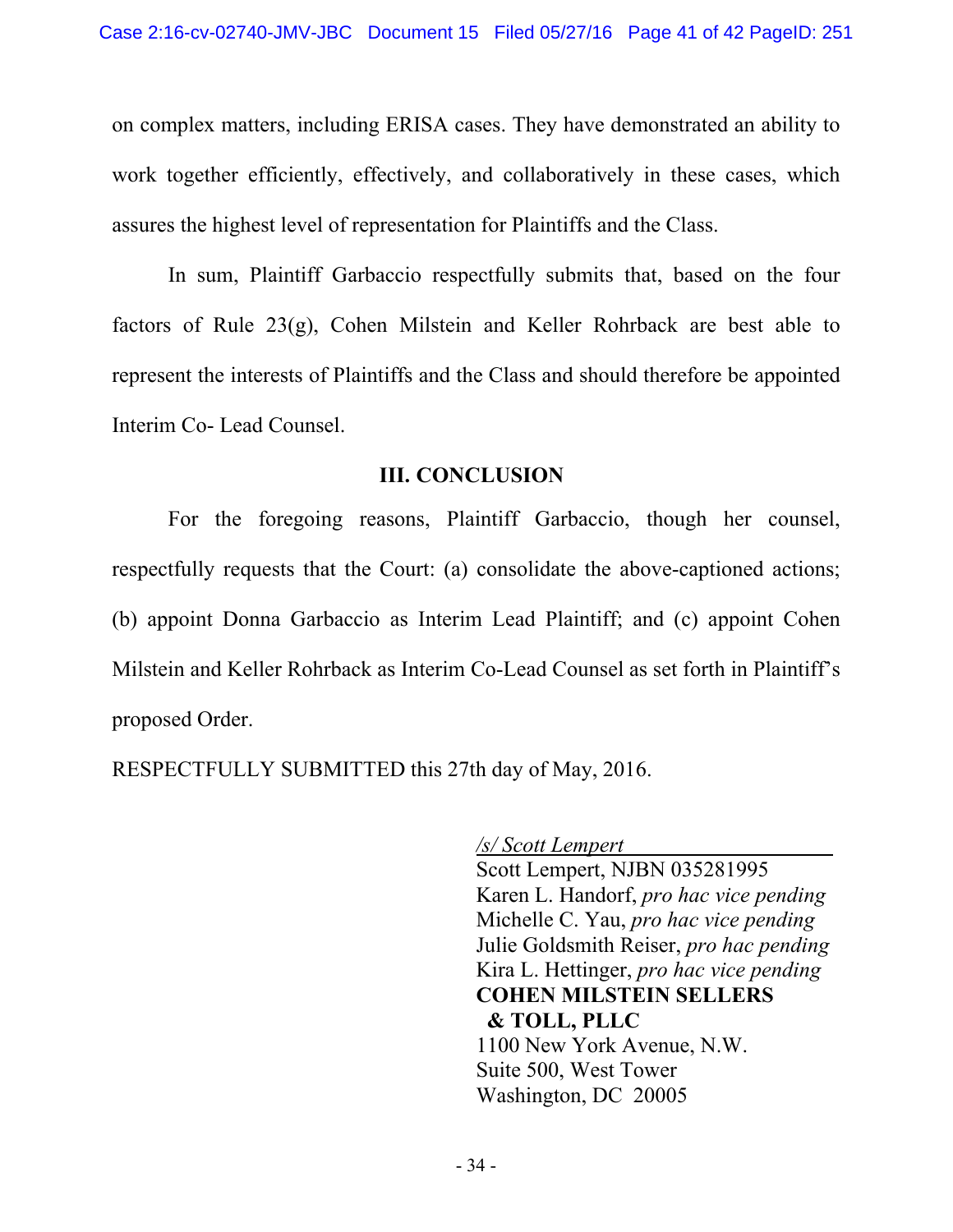on complex matters, including ERISA cases. They have demonstrated an ability to work together efficiently, effectively, and collaboratively in these cases, which assures the highest level of representation for Plaintiffs and the Class.

In sum, Plaintiff Garbaccio respectfully submits that, based on the four factors of Rule 23(g), Cohen Milstein and Keller Rohrback are best able to represent the interests of Plaintiffs and the Class and should therefore be appointed Interim Co- Lead Counsel.

## III. CONCLUSION

For the foregoing reasons, Plaintiff Garbaccio, though her counsel, respectfully requests that the Court: (a) consolidate the above-captioned actions; (b) appoint Donna Garbaccio as Interim Lead Plaintiff; and (c) appoint Cohen Milstein and Keller Rohrback as Interim Co-Lead Counsel as set forth in Plaintiff's proposed Order.

RESPECTFULLY SUBMITTED this 27th day of May, 2016.

*/s/ Scott Lempert*
Scott Lempert, NJBN 035281995
Karen L. Handorf, *pro hac vice pending*
Michelle C. Yau, *pro hac vice pending*
Julie Goldsmith Reiser, *pro hac pending*
Kira L. Hettinger, *pro hac vice pending*
**COHEN MILSTEIN SELLERS & TOLL, PLLC**
1100 New York Avenue, N.W.
Suite 500, West Tower
Washington, DC 20005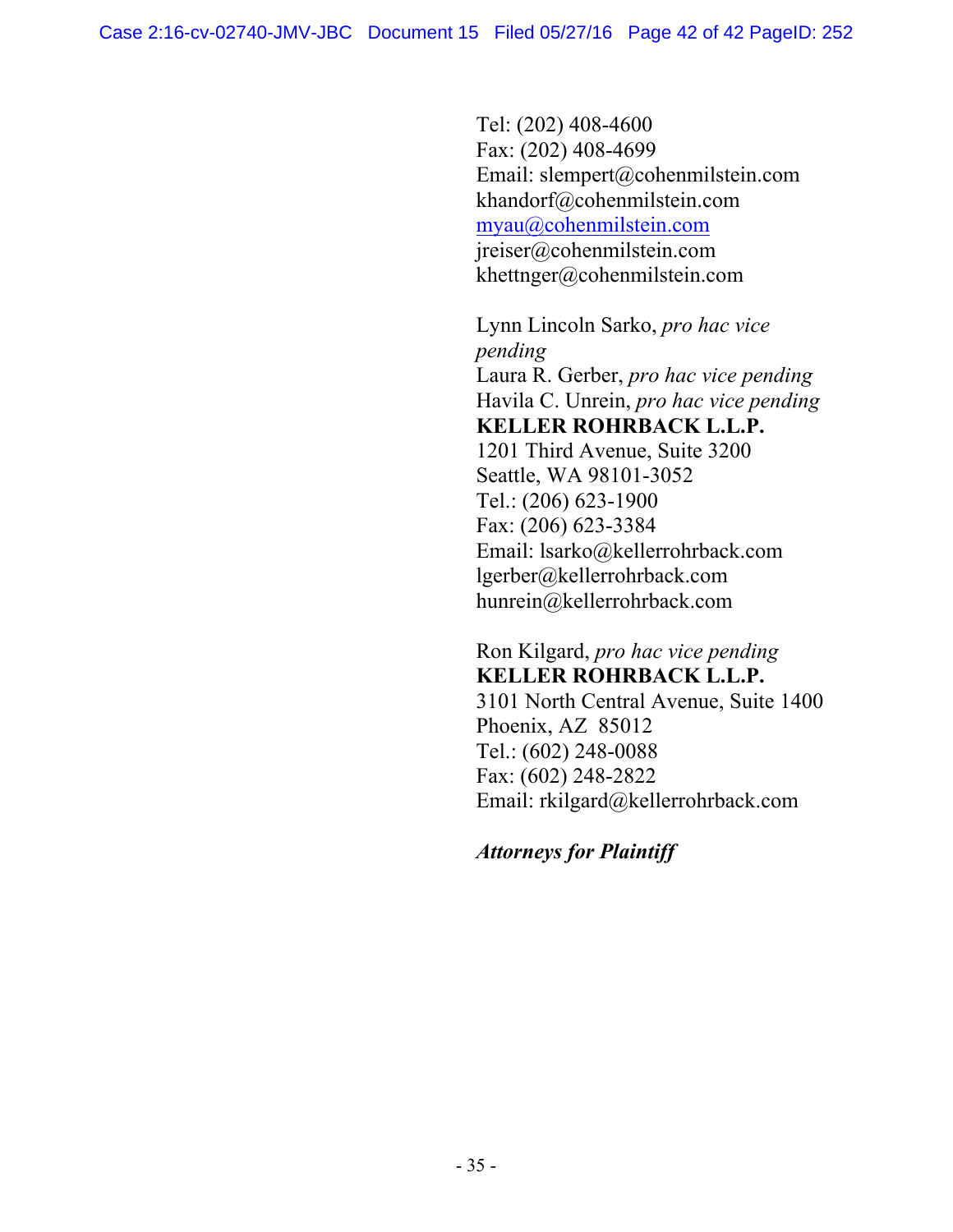Tel: (202) 408-4600
Fax: (202) 408-4699
Email: slempert@cohenmilstein.com
khandorf@cohenmilstein.com
myau@cohenmilstein.com
jreiser@cohenmilstein.com
khettnger@cohenmilstein.com

Lynn Lincoln Sarko, *pro hac vice pending*
Laura R. Gerber, *pro hac vice pending*
Havila C. Unrein, *pro hac vice pending*
**KELLER ROHRBACK L.L.P.**
1201 Third Avenue, Suite 3200
Seattle, WA 98101-3052
Tel.: (206) 623-1900
Fax: (206) 623-3384
Email: lsarko@kellerrohrback.com
lgerber@kellerrohrback.com
hunrein@kellerrohrback.com

Ron Kilgard, *pro hac vice pending*
**KELLER ROHRBACK L.L.P.**
3101 North Central Avenue, Suite 1400
Phoenix, AZ 85012
Tel.: (602) 248-0088
Fax: (602) 248-2822
Email: rkilgard@kellerrohrback.com

***Attorneys for Plaintiff***